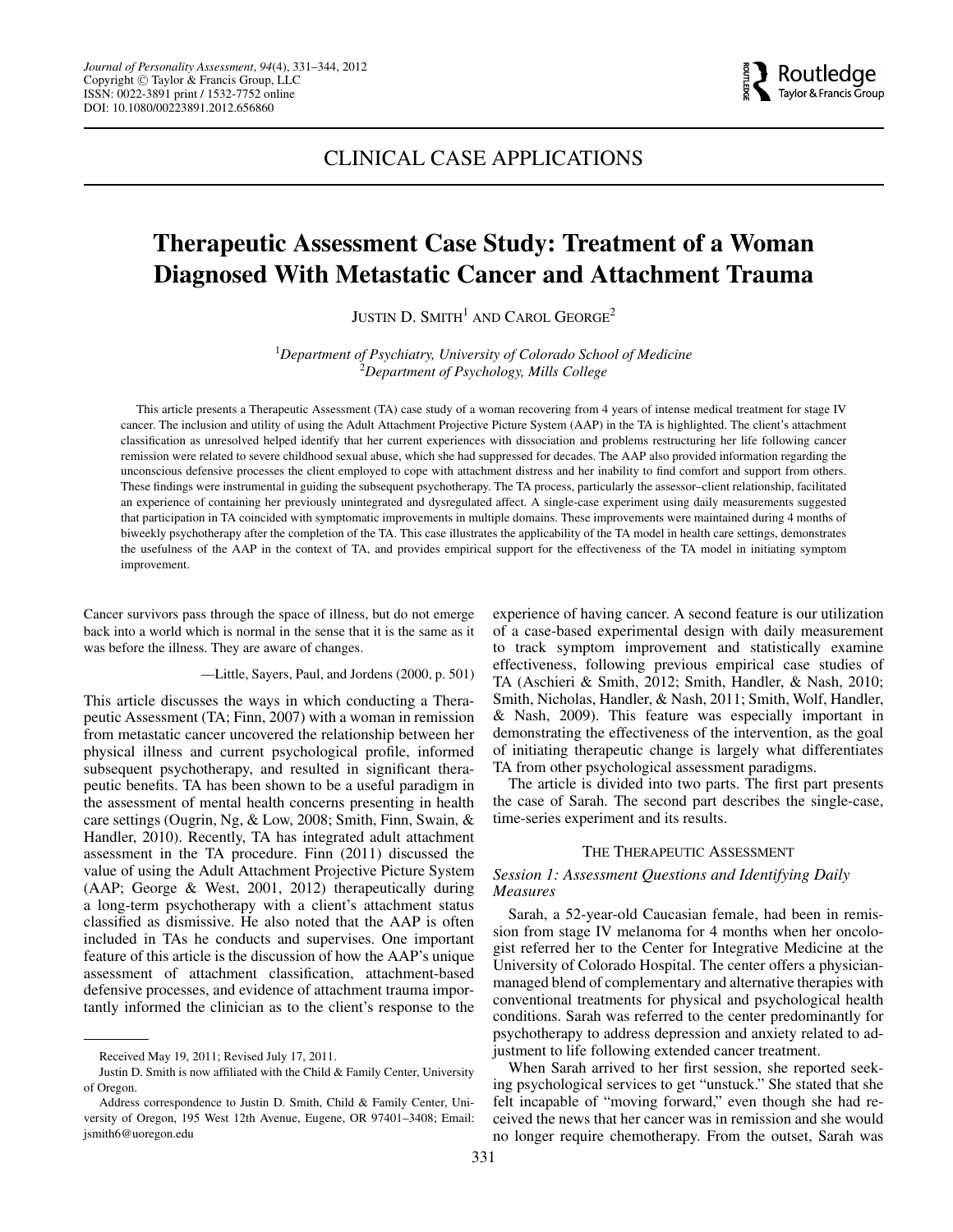# CLINICAL CASE APPLICATIONS

# Therapeutic Assessment Case Study: Treatment of a Woman Diagnosed With Metastatic Cancer and Attachment Trauma

JUSTIN D. SMITH[1] AND CAROL GEORGE[2]

[1]*Department of Psychiatry, University of Colorado School of Medicine*
[2]*Department of Psychology, Mills College*

This article presents a Therapeutic Assessment (TA) case study of a woman recovering from 4 years of intense medical treatment for stage IV cancer. The inclusion and utility of using the Adult Attachment Projective Picture System (AAP) in the TA is highlighted. The client's attachment classification as unresolved helped identify that her current experiences with dissociation and problems restructuring her life following cancer remission were related to severe childhood sexual abuse, which she had suppressed for decades. The AAP also provided information regarding the unconscious defensive processes the client employed to cope with attachment distress and her inability to find comfort and support from others. These findings were instrumental in guiding the subsequent psychotherapy. The TA process, particularly the assessor–client relationship, facilitated an experience of containing her previously unintegrated and dysregulated affect. A single-case experiment using daily measurements suggested that participation in TA coincided with symptomatic improvements in multiple domains. These improvements were maintained during 4 months of biweekly psychotherapy after the completion of the TA. This case illustrates the applicability of the TA model in health care settings, demonstrates the usefulness of the AAP in the context of TA, and provides empirical support for the effectiveness of the TA model in initiating symptom improvement.

Cancer survivors pass through the space of illness, but do not emerge back into a world which is normal in the sense that it is the same as it was before the illness. They are aware of changes.

—Little, Sayers, Paul, and Jordens (2000, p. 501)

This article discusses the ways in which conducting a Therapeutic Assessment (TA; Finn, 2007) with a woman in remission from metastatic cancer uncovered the relationship between her physical illness and current psychological profile, informed subsequent psychotherapy, and resulted in significant therapeutic benefits. TA has been shown to be a useful paradigm in the assessment of mental health concerns presenting in health care settings (Ougrin, Ng, & Low, 2008; Smith, Finn, Swain, & Handler, 2010). Recently, TA has integrated adult attachment assessment in the TA procedure. Finn (2011) discussed the value of using the Adult Attachment Projective Picture System (AAP; George & West, 2001, 2012) therapeutically during a long-term psychotherapy with a client's attachment status classified as dismissive. He also noted that the AAP is often included in TAs he conducts and supervises. One important feature of this article is the discussion of how the AAP's unique assessment of attachment classification, attachment-based defensive processes, and evidence of attachment trauma importantly informed the clinician as to the client's response to the experience of having cancer. A second feature is our utilization of a case-based experimental design with daily measurement to track symptom improvement and statistically examine effectiveness, following previous empirical case studies of TA (Aschieri & Smith, 2012; Smith, Handler, & Nash, 2010; Smith, Nicholas, Handler, & Nash, 2011; Smith, Wolf, Handler, & Nash, 2009). This feature was especially important in demonstrating the effectiveness of the intervention, as the goal of initiating therapeutic change is largely what differentiates TA from other psychological assessment paradigms.

The article is divided into two parts. The first part presents the case of Sarah. The second part describes the single-case, time-series experiment and its results.

## THE THERAPEUTIC ASSESSMENT

### *Session 1: Assessment Questions and Identifying Daily Measures*

Sarah, a 52-year-old Caucasian female, had been in remission from stage IV melanoma for 4 months when her oncologist referred her to the Center for Integrative Medicine at the University of Colorado Hospital. The center offers a physician-managed blend of complementary and alternative therapies with conventional treatments for physical and psychological health conditions. Sarah was referred to the center predominantly for psychotherapy to address depression and anxiety related to adjustment to life following extended cancer treatment.

When Sarah arrived to her first session, she reported seeking psychological services to get "unstuck." She stated that she felt incapable of "moving forward," even though she had received the news that her cancer was in remission and she would no longer require chemotherapy. From the outset, Sarah was

Received May 19, 2011; Revised July 17, 2011.

Justin D. Smith is now affiliated with the Child & Family Center, University of Oregon.

Address correspondence to Justin D. Smith, Child & Family Center, University of Oregon, 195 West 12th Avenue, Eugene, OR 97401–3408; Email: jsmith6@uoregon.edu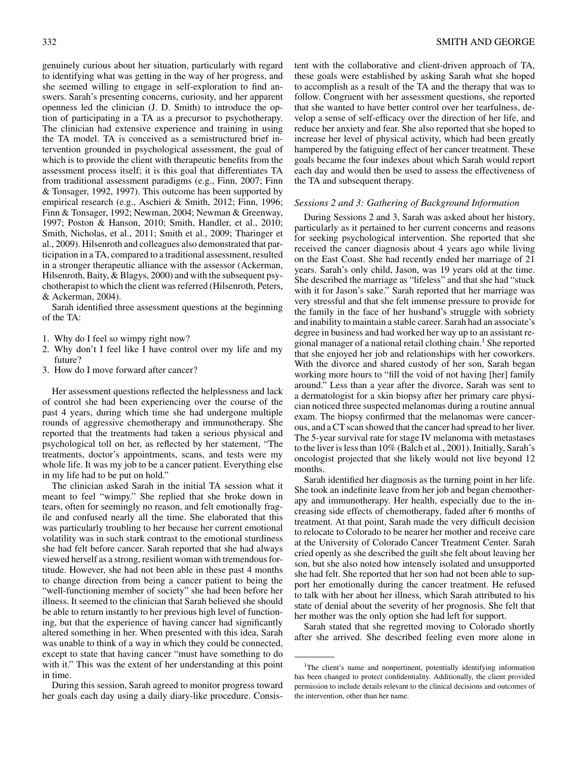genuinely curious about her situation, particularly with regard to identifying what was getting in the way of her progress, and she seemed willing to engage in self-exploration to find answers. Sarah's presenting concerns, curiosity, and her apparent openness led the clinician (J. D. Smith) to introduce the option of participating in a TA as a precursor to psychotherapy. The clinician had extensive experience and training in using the TA model. TA is conceived as a semistructured brief intervention grounded in psychological assessment, the goal of which is to provide the client with therapeutic benefits from the assessment process itself; it is this goal that differentiates TA from traditional assessment paradigms (e.g., Finn, 2007; Finn & Tonsager, 1992, 1997). This outcome has been supported by empirical research (e.g., Aschieri & Smith, 2012; Finn, 1996; Finn & Tonsager, 1992; Newman, 2004; Newman & Greenway, 1997; Poston & Hanson, 2010; Smith, Handler, et al., 2010; Smith, Nicholas, et al., 2011; Smith et al., 2009; Tharinger et al., 2009). Hilsenroth and colleagues also demonstrated that participation in a TA, compared to a traditional assessment, resulted in a stronger therapeutic alliance with the assessor (Ackerman, Hilsenroth, Baity, & Blagys, 2000) and with the subsequent psychotherapist to which the client was referred (Hilsenroth, Peters, & Ackerman, 2004).

Sarah identified three assessment questions at the beginning of the TA:

1. Why do I feel so wimpy right now?
2. Why don't I feel like I have control over my life and my future?
3. How do I move forward after cancer?

Her assessment questions reflected the helplessness and lack of control she had been experiencing over the course of the past 4 years, during which time she had undergone multiple rounds of aggressive chemotherapy and immunotherapy. She reported that the treatments had taken a serious physical and psychological toll on her, as reflected by her statement, "The treatments, doctor's appointments, scans, and tests were my whole life. It was my job to be a cancer patient. Everything else in my life had to be put on hold."

The clinician asked Sarah in the initial TA session what it meant to feel "wimpy." She replied that she broke down in tears, often for seemingly no reason, and felt emotionally fragile and confused nearly all the time. She elaborated that this was particularly troubling to her because her current emotional volatility was in such stark contrast to the emotional sturdiness she had felt before cancer. Sarah reported that she had always viewed herself as a strong, resilient woman with tremendous fortitude. However, she had not been able in these past 4 months to change direction from being a cancer patient to being the "well-functioning member of society" she had been before her illness. It seemed to the clinician that Sarah believed she should be able to return instantly to her previous high level of functioning, but that the experience of having cancer had significantly altered something in her. When presented with this idea, Sarah was unable to think of a way in which they could be connected, except to state that having cancer "must have something to do with it." This was the extent of her understanding at this point in time.

During this session, Sarah agreed to monitor progress toward her goals each day using a daily diary-like procedure. Consistent with the collaborative and client-driven approach of TA, these goals were established by asking Sarah what she hoped to accomplish as a result of the TA and the therapy that was to follow. Congruent with her assessment questions, she reported that she wanted to have better control over her tearfulness, develop a sense of self-efficacy over the direction of her life, and reduce her anxiety and fear. She also reported that she hoped to increase her level of physical activity, which had been greatly hampered by the fatiguing effect of her cancer treatment. These goals became the four indexes about which Sarah would report each day and would then be used to assess the effectiveness of the TA and subsequent therapy.

### *Sessions 2 and 3: Gathering of Background Information*

During Sessions 2 and 3, Sarah was asked about her history, particularly as it pertained to her current concerns and reasons for seeking psychological intervention. She reported that she received the cancer diagnosis about 4 years ago while living on the East Coast. She had recently ended her marriage of 21 years. Sarah's only child, Jason, was 19 years old at the time. She described the marriage as "lifeless" and that she had "stuck with it for Jason's sake." Sarah reported that her marriage was very stressful and that she felt immense pressure to provide for the family in the face of her husband's struggle with sobriety and inability to maintain a stable career. Sarah had an associate's degree in business and had worked her way up to an assistant regional manager of a national retail clothing chain.[1] She reported that she enjoyed her job and relationships with her coworkers. With the divorce and shared custody of her son, Sarah began working more hours to "fill the void of not having [her] family around." Less than a year after the divorce, Sarah was sent to a dermatologist for a skin biopsy after her primary care physician noticed three suspected melanomas during a routine annual exam. The biopsy confirmed that the melanomas were cancerous, and a CT scan showed that the cancer had spread to her liver. The 5-year survival rate for stage IV melanoma with metastases to the liver is less than 10% (Balch et al., 2001). Initially, Sarah's oncologist projected that she likely would not live beyond 12 months.

Sarah identified her diagnosis as the turning point in her life. She took an indefinite leave from her job and began chemotherapy and immunotherapy. Her health, especially due to the increasing side effects of chemotherapy, faded after 6 months of treatment. At that point, Sarah made the very difficult decision to relocate to Colorado to be nearer her mother and receive care at the University of Colorado Cancer Treatment Center. Sarah cried openly as she described the guilt she felt about leaving her son, but she also noted how intensely isolated and unsupported she had felt. She reported that her son had not been able to support her emotionally during the cancer treatment. He refused to talk with her about her illness, which Sarah attributed to his state of denial about the severity of her prognosis. She felt that her mother was the only option she had left for support.

Sarah stated that she regretted moving to Colorado shortly after she arrived. She described feeling even more alone in

[1] The client's name and nonpertinent, potentially identifying information has been changed to protect confidentiality. Additionally, the client provided permission to include details relevant to the clinical decisions and outcomes of the intervention, other than her name.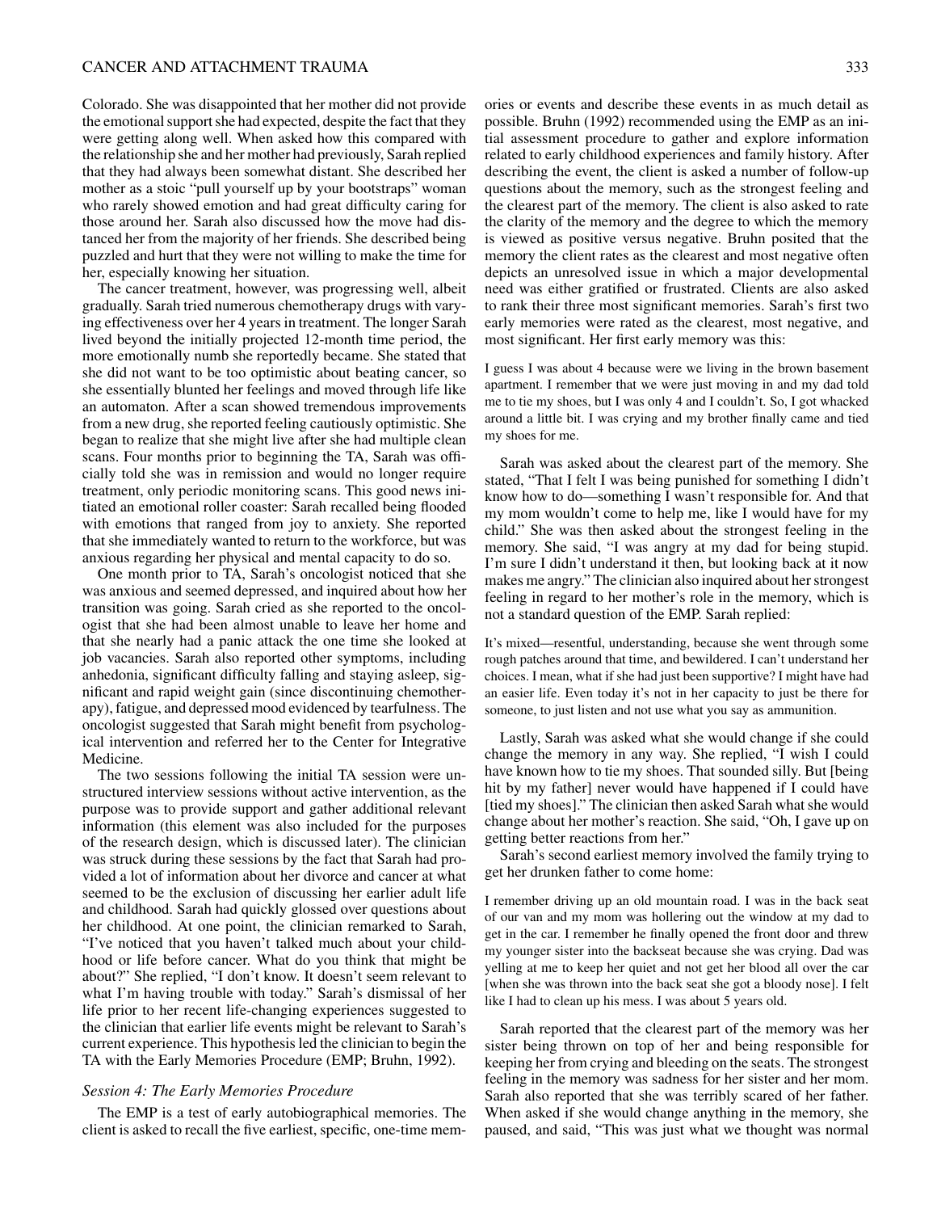Colorado. She was disappointed that her mother did not provide the emotional support she had expected, despite the fact that they were getting along well. When asked how this compared with the relationship she and her mother had previously, Sarah replied that they had always been somewhat distant. She described her mother as a stoic "pull yourself up by your bootstraps" woman who rarely showed emotion and had great difficulty caring for those around her. Sarah also discussed how the move had distanced her from the majority of her friends. She described being puzzled and hurt that they were not willing to make the time for her, especially knowing her situation.

The cancer treatment, however, was progressing well, albeit gradually. Sarah tried numerous chemotherapy drugs with varying effectiveness over her 4 years in treatment. The longer Sarah lived beyond the initially projected 12-month time period, the more emotionally numb she reportedly became. She stated that she did not want to be too optimistic about beating cancer, so she essentially blunted her feelings and moved through life like an automaton. After a scan showed tremendous improvements from a new drug, she reported feeling cautiously optimistic. She began to realize that she might live after she had multiple clean scans. Four months prior to beginning the TA, Sarah was officially told she was in remission and would no longer require treatment, only periodic monitoring scans. This good news initiated an emotional roller coaster: Sarah recalled being flooded with emotions that ranged from joy to anxiety. She reported that she immediately wanted to return to the workforce, but was anxious regarding her physical and mental capacity to do so.

One month prior to TA, Sarah's oncologist noticed that she was anxious and seemed depressed, and inquired about how her transition was going. Sarah cried as she reported to the oncologist that she had been almost unable to leave her home and that she nearly had a panic attack the one time she looked at job vacancies. Sarah also reported other symptoms, including anhedonia, significant difficulty falling and staying asleep, significant and rapid weight gain (since discontinuing chemotherapy), fatigue, and depressed mood evidenced by tearfulness. The oncologist suggested that Sarah might benefit from psychological intervention and referred her to the Center for Integrative Medicine.

The two sessions following the initial TA session were unstructured interview sessions without active intervention, as the purpose was to provide support and gather additional relevant information (this element was also included for the purposes of the research design, which is discussed later). The clinician was struck during these sessions by the fact that Sarah had provided a lot of information about her divorce and cancer at what seemed to be the exclusion of discussing her earlier adult life and childhood. Sarah had quickly glossed over questions about her childhood. At one point, the clinician remarked to Sarah, "I've noticed that you haven't talked much about your childhood or life before cancer. What do you think that might be about?" She replied, "I don't know. It doesn't seem relevant to what I'm having trouble with today." Sarah's dismissal of her life prior to her recent life-changing experiences suggested to the clinician that earlier life events might be relevant to Sarah's current experience. This hypothesis led the clinician to begin the TA with the Early Memories Procedure (EMP; Bruhn, 1992).

### Session 4: The Early Memories Procedure

The EMP is a test of early autobiographical memories. The client is asked to recall the five earliest, specific, one-time memories or events and describe these events in as much detail as possible. Bruhn (1992) recommended using the EMP as an initial assessment procedure to gather and explore information related to early childhood experiences and family history. After describing the event, the client is asked a number of follow-up questions about the memory, such as the strongest feeling and the clearest part of the memory. The client is also asked to rate the clarity of the memory and the degree to which the memory is viewed as positive versus negative. Bruhn posited that the memory the client rates as the clearest and most negative often depicts an unresolved issue in which a major developmental need was either gratified or frustrated. Clients are also asked to rank their three most significant memories. Sarah's first two early memories were rated as the clearest, most negative, and most significant. Her first early memory was this:

> I guess I was about 4 because were we living in the brown basement apartment. I remember that we were just moving in and my dad told me to tie my shoes, but I was only 4 and I couldn't. So, I got whacked around a little bit. I was crying and my brother finally came and tied my shoes for me.

Sarah was asked about the clearest part of the memory. She stated, "That I felt I was being punished for something I didn't know how to do—something I wasn't responsible for. And that my mom wouldn't come to help me, like I would have for my child." She was then asked about the strongest feeling in the memory. She said, "I was angry at my dad for being stupid. I'm sure I didn't understand it then, but looking back at it now makes me angry." The clinician also inquired about her strongest feeling in regard to her mother's role in the memory, which is not a standard question of the EMP. Sarah replied:

> It's mixed—resentful, understanding, because she went through some rough patches around that time, and bewildered. I can't understand her choices. I mean, what if she had just been supportive? I might have had an easier life. Even today it's not in her capacity to just be there for someone, to just listen and not use what you say as ammunition.

Lastly, Sarah was asked what she would change if she could change the memory in any way. She replied, "I wish I could have known how to tie my shoes. That sounded silly. But [being hit by my father] never would have happened if I could have [tied my shoes]." The clinician then asked Sarah what she would change about her mother's reaction. She said, "Oh, I gave up on getting better reactions from her."

Sarah's second earliest memory involved the family trying to get her drunken father to come home:

> I remember driving up an old mountain road. I was in the back seat of our van and my mom was hollering out the window at my dad to get in the car. I remember he finally opened the front door and threw my younger sister into the backseat because she was crying. Dad was yelling at me to keep her quiet and not get her blood all over the car [when she was thrown into the back seat she got a bloody nose]. I felt like I had to clean up his mess. I was about 5 years old.

Sarah reported that the clearest part of the memory was her sister being thrown on top of her and being responsible for keeping her from crying and bleeding on the seats. The strongest feeling in the memory was sadness for her sister and her mom. Sarah also reported that she was terribly scared of her father. When asked if she would change anything in the memory, she paused, and said, "This was just what we thought was normal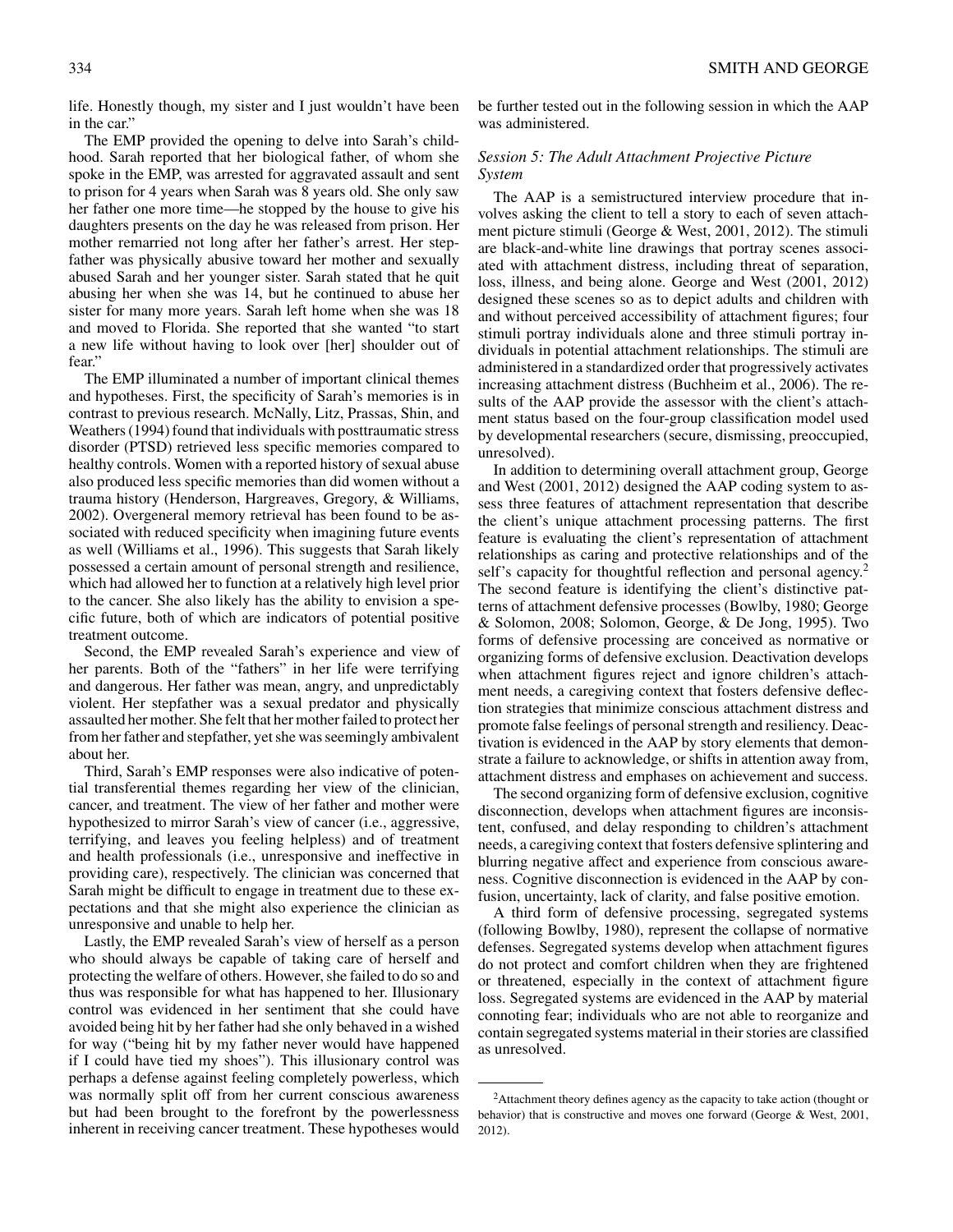life. Honestly though, my sister and I just wouldn't have been in the car."

The EMP provided the opening to delve into Sarah's childhood. Sarah reported that her biological father, of whom she spoke in the EMP, was arrested for aggravated assault and sent to prison for 4 years when Sarah was 8 years old. She only saw her father one more time—he stopped by the house to give his daughters presents on the day he was released from prison. Her mother remarried not long after her father's arrest. Her stepfather was physically abusive toward her mother and sexually abused Sarah and her younger sister. Sarah stated that he quit abusing her when she was 14, but he continued to abuse her sister for many more years. Sarah left home when she was 18 and moved to Florida. She reported that she wanted "to start a new life without having to look over [her] shoulder out of fear."

The EMP illuminated a number of important clinical themes and hypotheses. First, the specificity of Sarah's memories is in contrast to previous research. McNally, Litz, Prassas, Shin, and Weathers (1994) found that individuals with posttraumatic stress disorder (PTSD) retrieved less specific memories compared to healthy controls. Women with a reported history of sexual abuse also produced less specific memories than did women without a trauma history (Henderson, Hargreaves, Gregory, & Williams, 2002). Overgeneral memory retrieval has been found to be associated with reduced specificity when imagining future events as well (Williams et al., 1996). This suggests that Sarah likely possessed a certain amount of personal strength and resilience, which had allowed her to function at a relatively high level prior to the cancer. She also likely has the ability to envision a specific future, both of which are indicators of potential positive treatment outcome.

Second, the EMP revealed Sarah's experience and view of her parents. Both of the "fathers" in her life were terrifying and dangerous. Her father was mean, angry, and unpredictably violent. Her stepfather was a sexual predator and physically assaulted her mother. She felt that her mother failed to protect her from her father and stepfather, yet she was seemingly ambivalent about her.

Third, Sarah's EMP responses were also indicative of potential transferential themes regarding her view of the clinician, cancer, and treatment. The view of her father and mother were hypothesized to mirror Sarah's view of cancer (i.e., aggressive, terrifying, and leaves you feeling helpless) and of treatment and health professionals (i.e., unresponsive and ineffective in providing care), respectively. The clinician was concerned that Sarah might be difficult to engage in treatment due to these expectations and that she might also experience the clinician as unresponsive and unable to help her.

Lastly, the EMP revealed Sarah's view of herself as a person who should always be capable of taking care of herself and protecting the welfare of others. However, she failed to do so and thus was responsible for what has happened to her. Illusionary control was evidenced in her sentiment that she could have avoided being hit by her father had she only behaved in a wished for way ("being hit by my father never would have happened if I could have tied my shoes"). This illusionary control was perhaps a defense against feeling completely powerless, which was normally split off from her current conscious awareness but had been brought to the forefront by the powerlessness inherent in receiving cancer treatment. These hypotheses would be further tested out in the following session in which the AAP was administered.

### *Session 5: The Adult Attachment Projective Picture System*

The AAP is a semistructured interview procedure that involves asking the client to tell a story to each of seven attachment picture stimuli (George & West, 2001, 2012). The stimuli are black-and-white line drawings that portray scenes associated with attachment distress, including threat of separation, loss, illness, and being alone. George and West (2001, 2012) designed these scenes so as to depict adults and children with and without perceived accessibility of attachment figures; four stimuli portray individuals alone and three stimuli portray individuals in potential attachment relationships. The stimuli are administered in a standardized order that progressively activates increasing attachment distress (Buchheim et al., 2006). The results of the AAP provide the assessor with the client's attachment status based on the four-group classification model used by developmental researchers (secure, dismissing, preoccupied, unresolved).

In addition to determining overall attachment group, George and West (2001, 2012) designed the AAP coding system to assess three features of attachment representation that describe the client's unique attachment processing patterns. The first feature is evaluating the client's representation of attachment relationships as caring and protective relationships and of the self's capacity for thoughtful reflection and personal agency.[2] The second feature is identifying the client's distinctive patterns of attachment defensive processes (Bowlby, 1980; George & Solomon, 2008; Solomon, George, & De Jong, 1995). Two forms of defensive processing are conceived as normative or organizing forms of defensive exclusion. Deactivation develops when attachment figures reject and ignore children's attachment needs, a caregiving context that fosters defensive deflection strategies that minimize conscious attachment distress and promote false feelings of personal strength and resiliency. Deactivation is evidenced in the AAP by story elements that demonstrate a failure to acknowledge, or shifts in attention away from, attachment distress and emphases on achievement and success.

The second organizing form of defensive exclusion, cognitive disconnection, develops when attachment figures are inconsistent, confused, and delay responding to children's attachment needs, a caregiving context that fosters defensive splintering and blurring negative affect and experience from conscious awareness. Cognitive disconnection is evidenced in the AAP by confusion, uncertainty, lack of clarity, and false positive emotion.

A third form of defensive processing, segregated systems (following Bowlby, 1980), represent the collapse of normative defenses. Segregated systems develop when attachment figures do not protect and comfort children when they are frightened or threatened, especially in the context of attachment figure loss. Segregated systems are evidenced in the AAP by material connoting fear; individuals who are not able to reorganize and contain segregated systems material in their stories are classified as unresolved.

---

[2]Attachment theory defines agency as the capacity to take action (thought or behavior) that is constructive and moves one forward (George & West, 2001, 2012).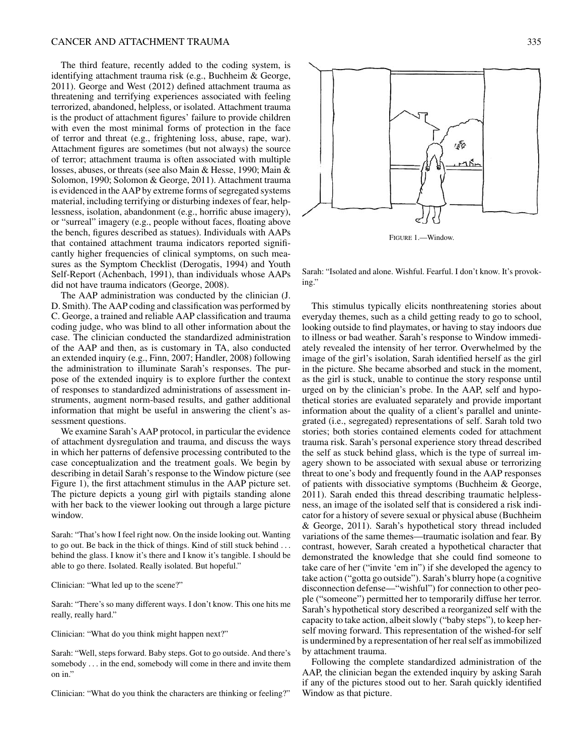The third feature, recently added to the coding system, is identifying attachment trauma risk (e.g., Buchheim & George, 2011). George and West (2012) defined attachment trauma as threatening and terrifying experiences associated with feeling terrorized, abandoned, helpless, or isolated. Attachment trauma is the product of attachment figures' failure to provide children with even the most minimal forms of protection in the face of terror and threat (e.g., frightening loss, abuse, rape, war). Attachment figures are sometimes (but not always) the source of terror; attachment trauma is often associated with multiple losses, abuses, or threats (see also Main & Hesse, 1990; Main & Solomon, 1990; Solomon & George, 2011). Attachment trauma is evidenced in the AAP by extreme forms of segregated systems material, including terrifying or disturbing indexes of fear, helplessness, isolation, abandonment (e.g., horrific abuse imagery), or "surreal" imagery (e.g., people without faces, floating above the bench, figures described as statues). Individuals with AAPs that contained attachment trauma indicators reported significantly higher frequencies of clinical symptoms, on such measures as the Symptom Checklist (Derogatis, 1994) and Youth Self-Report (Achenbach, 1991), than individuals whose AAPs did not have trauma indicators (George, 2008).

The AAP administration was conducted by the clinician (J. D. Smith). The AAP coding and classification was performed by C. George, a trained and reliable AAP classification and trauma coding judge, who was blind to all other information about the case. The clinician conducted the standardized administration of the AAP and then, as is customary in TA, also conducted an extended inquiry (e.g., Finn, 2007; Handler, 2008) following the administration to illuminate Sarah's responses. The purpose of the extended inquiry is to explore further the context of responses to standardized administrations of assessment instruments, augment norm-based results, and gather additional information that might be useful in answering the client's assessment questions.

We examine Sarah's AAP protocol, in particular the evidence of attachment dysregulation and trauma, and discuss the ways in which her patterns of defensive processing contributed to the case conceptualization and the treatment goals. We begin by describing in detail Sarah's response to the Window picture (see Figure 1), the first attachment stimulus in the AAP picture set. The picture depicts a young girl with pigtails standing alone with her back to the viewer looking out through a large picture window.

Sarah: "That's how I feel right now. On the inside looking out. Wanting to go out. Be back in the thick of things. Kind of still stuck behind . . . behind the glass. I know it's there and I know it's tangible. I should be able to go there. Isolated. Really isolated. But hopeful."

Clinician: "What led up to the scene?"

Sarah: "There's so many different ways. I don't know. This one hits me really, really hard."

Clinician: "What do you think might happen next?"

Sarah: "Well, steps forward. Baby steps. Got to go outside. And there's somebody . . . in the end, somebody will come in there and invite them on in."

Clinician: "What do you think the characters are thinking or feeling?"

FIGURE 1.—Window.

Sarah: "Isolated and alone. Wishful. Fearful. I don't know. It's provoking."

This stimulus typically elicits nonthreatening stories about everyday themes, such as a child getting ready to go to school, looking outside to find playmates, or having to stay indoors due to illness or bad weather. Sarah's response to Window immediately revealed the intensity of her terror. Overwhelmed by the image of the girl's isolation, Sarah identified herself as the girl in the picture. She became absorbed and stuck in the moment, as the girl is stuck, unable to continue the story response until urged on by the clinician's probe. In the AAP, self and hypothetical stories are evaluated separately and provide important information about the quality of a client's parallel and unintegrated (i.e., segregated) representations of self. Sarah told two stories; both stories contained elements coded for attachment trauma risk. Sarah's personal experience story thread described the self as stuck behind glass, which is the type of surreal imagery shown to be associated with sexual abuse or terrorizing threat to one's body and frequently found in the AAP responses of patients with dissociative symptoms (Buchheim & George, 2011). Sarah ended this thread describing traumatic helplessness, an image of the isolated self that is considered a risk indicator for a history of severe sexual or physical abuse (Buchheim & George, 2011). Sarah's hypothetical story thread included variations of the same themes—traumatic isolation and fear. By contrast, however, Sarah created a hypothetical character that demonstrated the knowledge that she could find someone to take care of her ("invite 'em in") if she developed the agency to take action ("gotta go outside"). Sarah's blurry hope (a cognitive disconnection defense—"wishful") for connection to other people ("someone") permitted her to temporarily diffuse her terror. Sarah's hypothetical story described a reorganized self with the capacity to take action, albeit slowly ("baby steps"), to keep herself moving forward. This representation of the wished-for self is undermined by a representation of her real self as immobilized by attachment trauma.

Following the complete standardized administration of the AAP, the clinician began the extended inquiry by asking Sarah if any of the pictures stood out to her. Sarah quickly identified Window as that picture.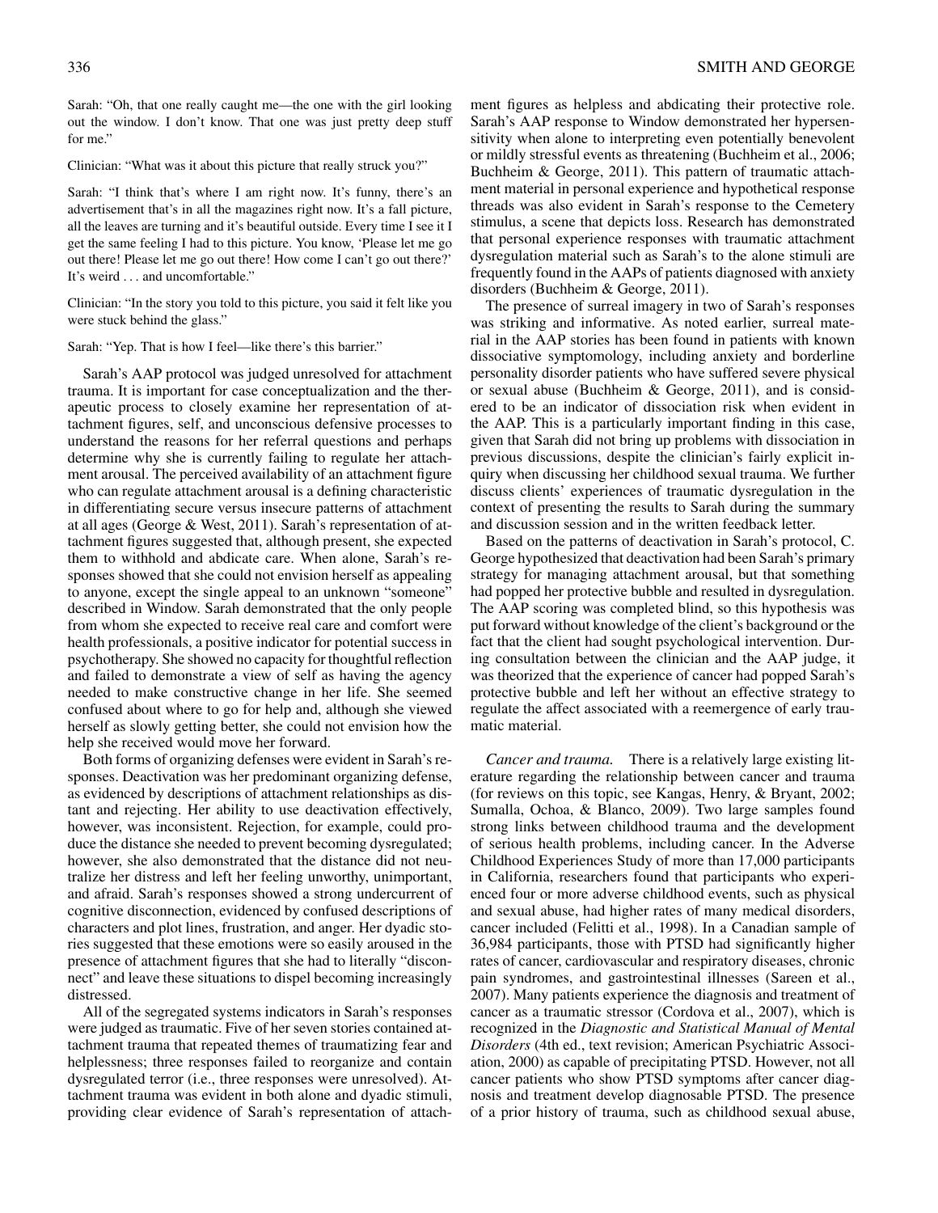Sarah: "Oh, that one really caught me—the one with the girl looking out the window. I don't know. That one was just pretty deep stuff for me."

Clinician: "What was it about this picture that really struck you?"

Sarah: "I think that's where I am right now. It's funny, there's an advertisement that's in all the magazines right now. It's a fall picture, all the leaves are turning and it's beautiful outside. Every time I see it I get the same feeling I had to this picture. You know, 'Please let me go out there! Please let me go out there! How come I can't go out there?' It's weird . . . and uncomfortable."

Clinician: "In the story you told to this picture, you said it felt like you were stuck behind the glass."

Sarah: "Yep. That is how I feel—like there's this barrier."

Sarah's AAP protocol was judged unresolved for attachment trauma. It is important for case conceptualization and the therapeutic process to closely examine her representation of attachment figures, self, and unconscious defensive processes to understand the reasons for her referral questions and perhaps determine why she is currently failing to regulate her attachment arousal. The perceived availability of an attachment figure who can regulate attachment arousal is a defining characteristic in differentiating secure versus insecure patterns of attachment at all ages (George & West, 2011). Sarah's representation of attachment figures suggested that, although present, she expected them to withhold and abdicate care. When alone, Sarah's responses showed that she could not envision herself as appealing to anyone, except the single appeal to an unknown "someone" described in Window. Sarah demonstrated that the only people from whom she expected to receive real care and comfort were health professionals, a positive indicator for potential success in psychotherapy. She showed no capacity for thoughtful reflection and failed to demonstrate a view of self as having the agency needed to make constructive change in her life. She seemed confused about where to go for help and, although she viewed herself as slowly getting better, she could not envision how the help she received would move her forward.

Both forms of organizing defenses were evident in Sarah's responses. Deactivation was her predominant organizing defense, as evidenced by descriptions of attachment relationships as distant and rejecting. Her ability to use deactivation effectively, however, was inconsistent. Rejection, for example, could produce the distance she needed to prevent becoming dysregulated; however, she also demonstrated that the distance did not neutralize her distress and left her feeling unworthy, unimportant, and afraid. Sarah's responses showed a strong undercurrent of cognitive disconnection, evidenced by confused descriptions of characters and plot lines, frustration, and anger. Her dyadic stories suggested that these emotions were so easily aroused in the presence of attachment figures that she had to literally "disconnect" and leave these situations to dispel becoming increasingly distressed.

All of the segregated systems indicators in Sarah's responses were judged as traumatic. Five of her seven stories contained attachment trauma that repeated themes of traumatizing fear and helplessness; three responses failed to reorganize and contain dysregulated terror (i.e., three responses were unresolved). Attachment trauma was evident in both alone and dyadic stimuli, providing clear evidence of Sarah's representation of attachment figures as helpless and abdicating their protective role. Sarah's AAP response to Window demonstrated her hypersensitivity when alone to interpreting even potentially benevolent or mildly stressful events as threatening (Buchheim et al., 2006; Buchheim & George, 2011). This pattern of traumatic attachment material in personal experience and hypothetical response threads was also evident in Sarah's response to the Cemetery stimulus, a scene that depicts loss. Research has demonstrated that personal experience responses with traumatic attachment dysregulation material such as Sarah's to the alone stimuli are frequently found in the AAPs of patients diagnosed with anxiety disorders (Buchheim & George, 2011).

The presence of surreal imagery in two of Sarah's responses was striking and informative. As noted earlier, surreal material in the AAP stories has been found in patients with known dissociative symptomology, including anxiety and borderline personality disorder patients who have suffered severe physical or sexual abuse (Buchheim & George, 2011), and is considered to be an indicator of dissociation risk when evident in the AAP. This is a particularly important finding in this case, given that Sarah did not bring up problems with dissociation in previous discussions, despite the clinician's fairly explicit inquiry when discussing her childhood sexual trauma. We further discuss clients' experiences of traumatic dysregulation in the context of presenting the results to Sarah during the summary and discussion session and in the written feedback letter.

Based on the patterns of deactivation in Sarah's protocol, C. George hypothesized that deactivation had been Sarah's primary strategy for managing attachment arousal, but that something had popped her protective bubble and resulted in dysregulation. The AAP scoring was completed blind, so this hypothesis was put forward without knowledge of the client's background or the fact that the client had sought psychological intervention. During consultation between the clinician and the AAP judge, it was theorized that the experience of cancer had popped Sarah's protective bubble and left her without an effective strategy to regulate the affect associated with a reemergence of early traumatic material.

*Cancer and trauma.* There is a relatively large existing literature regarding the relationship between cancer and trauma (for reviews on this topic, see Kangas, Henry, & Bryant, 2002; Sumalla, Ochoa, & Blanco, 2009). Two large samples found strong links between childhood trauma and the development of serious health problems, including cancer. In the Adverse Childhood Experiences Study of more than 17,000 participants in California, researchers found that participants who experienced four or more adverse childhood events, such as physical and sexual abuse, had higher rates of many medical disorders, cancer included (Felitti et al., 1998). In a Canadian sample of 36,984 participants, those with PTSD had significantly higher rates of cancer, cardiovascular and respiratory diseases, chronic pain syndromes, and gastrointestinal illnesses (Sareen et al., 2007). Many patients experience the diagnosis and treatment of cancer as a traumatic stressor (Cordova et al., 2007), which is recognized in the *Diagnostic and Statistical Manual of Mental Disorders* (4th ed., text revision; American Psychiatric Association, 2000) as capable of precipitating PTSD. However, not all cancer patients who show PTSD symptoms after cancer diagnosis and treatment develop diagnosable PTSD. The presence of a prior history of trauma, such as childhood sexual abuse,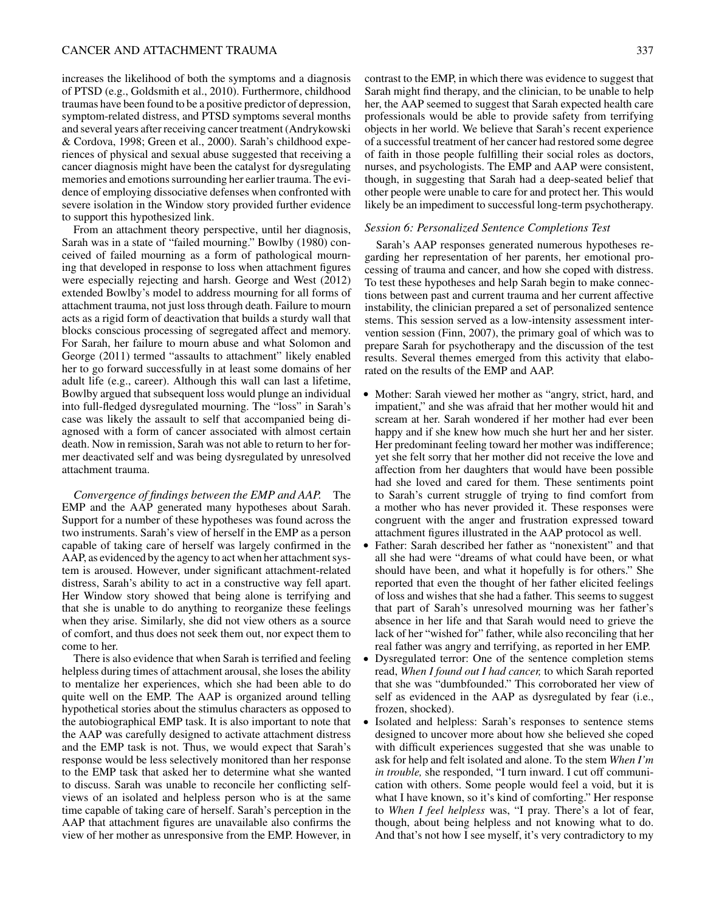increases the likelihood of both the symptoms and a diagnosis of PTSD (e.g., Goldsmith et al., 2010). Furthermore, childhood traumas have been found to be a positive predictor of depression, symptom-related distress, and PTSD symptoms several months and several years after receiving cancer treatment (Andrykowski & Cordova, 1998; Green et al., 2000). Sarah's childhood experiences of physical and sexual abuse suggested that receiving a cancer diagnosis might have been the catalyst for dysregulating memories and emotions surrounding her earlier trauma. The evidence of employing dissociative defenses when confronted with severe isolation in the Window story provided further evidence to support this hypothesized link.

From an attachment theory perspective, until her diagnosis, Sarah was in a state of "failed mourning." Bowlby (1980) conceived of failed mourning as a form of pathological mourning that developed in response to loss when attachment figures were especially rejecting and harsh. George and West (2012) extended Bowlby's model to address mourning for all forms of attachment trauma, not just loss through death. Failure to mourn acts as a rigid form of deactivation that builds a sturdy wall that blocks conscious processing of segregated affect and memory. For Sarah, her failure to mourn abuse and what Solomon and George (2011) termed "assaults to attachment" likely enabled her to go forward successfully in at least some domains of her adult life (e.g., career). Although this wall can last a lifetime, Bowlby argued that subsequent loss would plunge an individual into full-fledged dysregulated mourning. The "loss" in Sarah's case was likely the assault to self that accompanied being diagnosed with a form of cancer associated with almost certain death. Now in remission, Sarah was not able to return to her former deactivated self and was being dysregulated by unresolved attachment trauma.

*Convergence of findings between the EMP and AAP.* The EMP and the AAP generated many hypotheses about Sarah. Support for a number of these hypotheses was found across the two instruments. Sarah's view of herself in the EMP as a person capable of taking care of herself was largely confirmed in the AAP, as evidenced by the agency to act when her attachment system is aroused. However, under significant attachment-related distress, Sarah's ability to act in a constructive way fell apart. Her Window story showed that being alone is terrifying and that she is unable to do anything to reorganize these feelings when they arise. Similarly, she did not view others as a source of comfort, and thus does not seek them out, nor expect them to come to her.

There is also evidence that when Sarah is terrified and feeling helpless during times of attachment arousal, she loses the ability to mentalize her experiences, which she had been able to do quite well on the EMP. The AAP is organized around telling hypothetical stories about the stimulus characters as opposed to the autobiographical EMP task. It is also important to note that the AAP was carefully designed to activate attachment distress and the EMP task is not. Thus, we would expect that Sarah's response would be less selectively monitored than her response to the EMP task that asked her to determine what she wanted to discuss. Sarah was unable to reconcile her conflicting self-views of an isolated and helpless person who is at the same time capable of taking care of herself. Sarah's perception in the AAP that attachment figures are unavailable also confirms the view of her mother as unresponsive from the EMP. However, in contrast to the EMP, in which there was evidence to suggest that Sarah might find therapy, and the clinician, to be unable to help her, the AAP seemed to suggest that Sarah expected health care professionals would be able to provide safety from terrifying objects in her world. We believe that Sarah's recent experience of a successful treatment of her cancer had restored some degree of faith in those people fulfilling their social roles as doctors, nurses, and psychologists. The EMP and AAP were consistent, though, in suggesting that Sarah had a deep-seated belief that other people were unable to care for and protect her. This would likely be an impediment to successful long-term psychotherapy.

### *Session 6: Personalized Sentence Completions Test*

Sarah's AAP responses generated numerous hypotheses regarding her representation of her parents, her emotional processing of trauma and cancer, and how she coped with distress. To test these hypotheses and help Sarah begin to make connections between past and current trauma and her current affective instability, the clinician prepared a set of personalized sentence stems. This session served as a low-intensity assessment intervention session (Finn, 2007), the primary goal of which was to prepare Sarah for psychotherapy and the discussion of the test results. Several themes emerged from this activity that elaborated on the results of the EMP and AAP.

- Mother: Sarah viewed her mother as "angry, strict, hard, and impatient," and she was afraid that her mother would hit and scream at her. Sarah wondered if her mother had ever been happy and if she knew how much she hurt her and her sister. Her predominant feeling toward her mother was indifference; yet she felt sorry that her mother did not receive the love and affection from her daughters that would have been possible had she loved and cared for them. These sentiments point to Sarah's current struggle of trying to find comfort from a mother who has never provided it. These responses were congruent with the anger and frustration expressed toward attachment figures illustrated in the AAP protocol as well.
- Father: Sarah described her father as "nonexistent" and that all she had were "dreams of what could have been, or what should have been, and what it hopefully is for others." She reported that even the thought of her father elicited feelings of loss and wishes that she had a father. This seems to suggest that part of Sarah's unresolved mourning was her father's absence in her life and that Sarah would need to grieve the lack of her "wished for" father, while also reconciling that her real father was angry and terrifying, as reported in her EMP.
- Dysregulated terror: One of the sentence completion stems read, *When I found out I had cancer,* to which Sarah reported that she was "dumbfounded." This corroborated her view of self as evidenced in the AAP as dysregulated by fear (i.e., frozen, shocked).
- Isolated and helpless: Sarah's responses to sentence stems designed to uncover more about how she believed she coped with difficult experiences suggested that she was unable to ask for help and felt isolated and alone. To the stem *When I'm in trouble,* she responded, "I turn inward. I cut off communication with others. Some people would feel a void, but it is what I have known, so it's kind of comforting." Her response to *When I feel helpless* was, "I pray. There's a lot of fear, though, about being helpless and not knowing what to do. And that's not how I see myself, it's very contradictory to my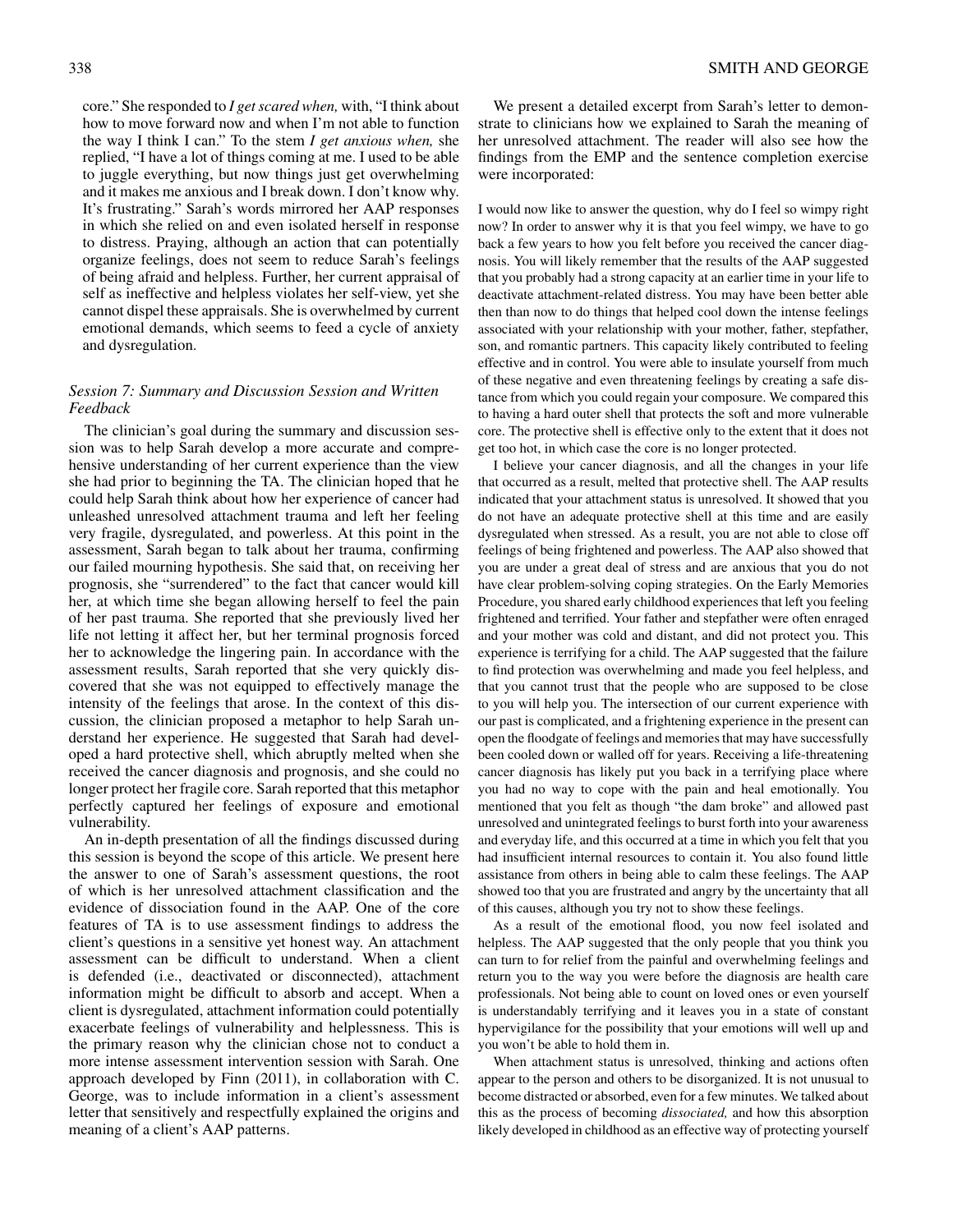core." She responded to *I get scared when,* with, "I think about how to move forward now and when I'm not able to function the way I think I can." To the stem *I get anxious when,* she replied, "I have a lot of things coming at me. I used to be able to juggle everything, but now things just get overwhelming and it makes me anxious and I break down. I don't know why. It's frustrating." Sarah's words mirrored her AAP responses in which she relied on and even isolated herself in response to distress. Praying, although an action that can potentially organize feelings, does not seem to reduce Sarah's feelings of being afraid and helpless. Further, her current appraisal of self as ineffective and helpless violates her self-view, yet she cannot dispel these appraisals. She is overwhelmed by current emotional demands, which seems to feed a cycle of anxiety and dysregulation.

### *Session 7: Summary and Discussion Session and Written Feedback*

The clinician's goal during the summary and discussion session was to help Sarah develop a more accurate and comprehensive understanding of her current experience than the view she had prior to beginning the TA. The clinician hoped that he could help Sarah think about how her experience of cancer had unleashed unresolved attachment trauma and left her feeling very fragile, dysregulated, and powerless. At this point in the assessment, Sarah began to talk about her trauma, confirming our failed mourning hypothesis. She said that, on receiving her prognosis, she "surrendered" to the fact that cancer would kill her, at which time she began allowing herself to feel the pain of her past trauma. She reported that she previously lived her life not letting it affect her, but her terminal prognosis forced her to acknowledge the lingering pain. In accordance with the assessment results, Sarah reported that she very quickly discovered that she was not equipped to effectively manage the intensity of the feelings that arose. In the context of this discussion, the clinician proposed a metaphor to help Sarah understand her experience. He suggested that Sarah had developed a hard protective shell, which abruptly melted when she received the cancer diagnosis and prognosis, and she could no longer protect her fragile core. Sarah reported that this metaphor perfectly captured her feelings of exposure and emotional vulnerability.

An in-depth presentation of all the findings discussed during this session is beyond the scope of this article. We present here the answer to one of Sarah's assessment questions, the root of which is her unresolved attachment classification and the evidence of dissociation found in the AAP. One of the core features of TA is to use assessment findings to address the client's questions in a sensitive yet honest way. An attachment assessment can be difficult to understand. When a client is defended (i.e., deactivated or disconnected), attachment information might be difficult to absorb and accept. When a client is dysregulated, attachment information could potentially exacerbate feelings of vulnerability and helplessness. This is the primary reason why the clinician chose not to conduct a more intense assessment intervention session with Sarah. One approach developed by Finn (2011), in collaboration with C. George, was to include information in a client's assessment letter that sensitively and respectfully explained the origins and meaning of a client's AAP patterns.

We present a detailed excerpt from Sarah's letter to demonstrate to clinicians how we explained to Sarah the meaning of her unresolved attachment. The reader will also see how the findings from the EMP and the sentence completion exercise were incorporated:

> I would now like to answer the question, why do I feel so wimpy right now? In order to answer why it is that you feel wimpy, we have to go back a few years to how you felt before you received the cancer diagnosis. You will likely remember that the results of the AAP suggested that you probably had a strong capacity at an earlier time in your life to deactivate attachment-related distress. You may have been better able then than now to do things that helped cool down the intense feelings associated with your relationship with your mother, father, stepfather, son, and romantic partners. This capacity likely contributed to feeling effective and in control. You were able to insulate yourself from much of these negative and even threatening feelings by creating a safe distance from which you could regain your composure. We compared this to having a hard outer shell that protects the soft and more vulnerable core. The protective shell is effective only to the extent that it does not get too hot, in which case the core is no longer protected.
>
> I believe your cancer diagnosis, and all the changes in your life that occurred as a result, melted that protective shell. The AAP results indicated that your attachment status is unresolved. It showed that you do not have an adequate protective shell at this time and are easily dysregulated when stressed. As a result, you are not able to close off feelings of being frightened and powerless. The AAP also showed that you are under a great deal of stress and are anxious that you do not have clear problem-solving coping strategies. On the Early Memories Procedure, you shared early childhood experiences that left you feeling frightened and terrified. Your father and stepfather were often enraged and your mother was cold and distant, and did not protect you. This experience is terrifying for a child. The AAP suggested that the failure to find protection was overwhelming and made you feel helpless, and that you cannot trust that the people who are supposed to be close to you will help you. The intersection of our current experience with our past is complicated, and a frightening experience in the present can open the floodgate of feelings and memories that may have successfully been cooled down or walled off for years. Receiving a life-threatening cancer diagnosis has likely put you back in a terrifying place where you had no way to cope with the pain and heal emotionally. You mentioned that you felt as though "the dam broke" and allowed past unresolved and unintegrated feelings to burst forth into your awareness and everyday life, and this occurred at a time in which you felt that you had insufficient internal resources to contain it. You also found little assistance from others in being able to calm these feelings. The AAP showed too that you are frustrated and angry by the uncertainty that all of this causes, although you try not to show these feelings.
>
> As a result of the emotional flood, you now feel isolated and helpless. The AAP suggested that the only people that you think you can turn to for relief from the painful and overwhelming feelings and return you to the way you were before the diagnosis are health care professionals. Not being able to count on loved ones or even yourself is understandably terrifying and it leaves you in a state of constant hypervigilance for the possibility that your emotions will well up and you won't be able to hold them in.
>
> When attachment status is unresolved, thinking and actions often appear to the person and others to be disorganized. It is not unusual to become distracted or absorbed, even for a few minutes. We talked about this as the process of becoming *dissociated,* and how this absorption likely developed in childhood as an effective way of protecting yourself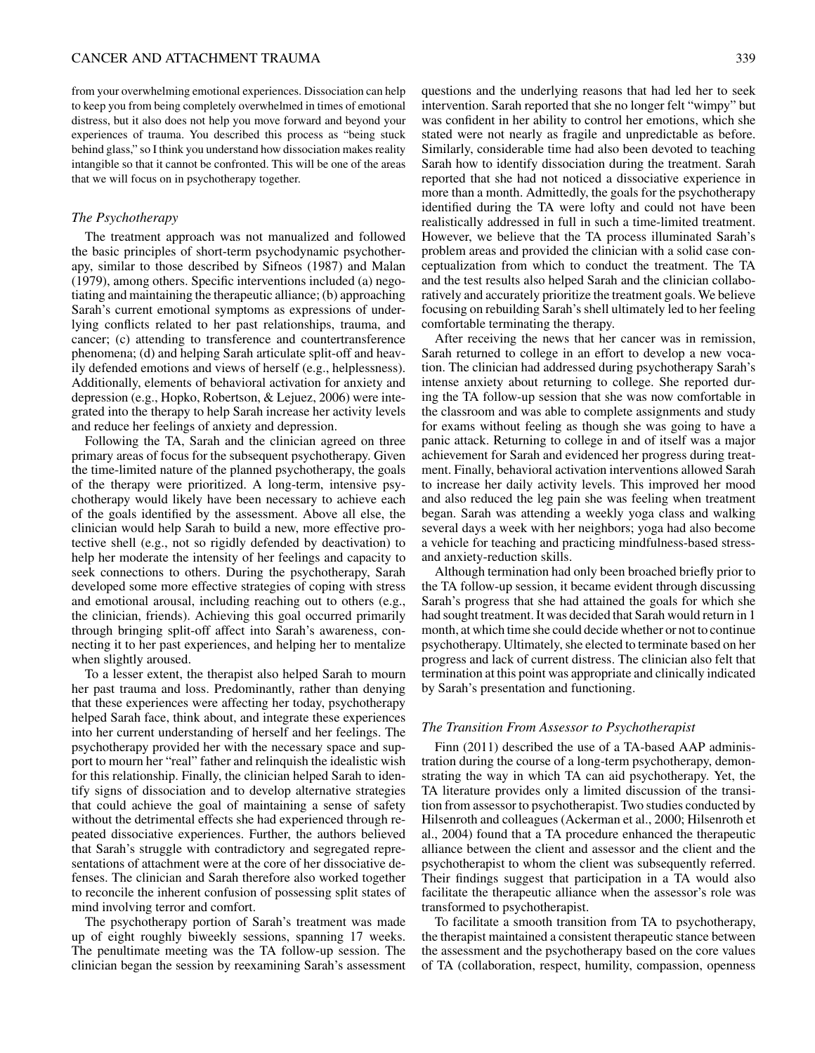from your overwhelming emotional experiences. Dissociation can help to keep you from being completely overwhelmed in times of emotional distress, but it also does not help you move forward and beyond your experiences of trauma. You described this process as "being stuck behind glass," so I think you understand how dissociation makes reality intangible so that it cannot be confronted. This will be one of the areas that we will focus on in psychotherapy together.

### *The Psychotherapy*

The treatment approach was not manualized and followed the basic principles of short-term psychodynamic psychotherapy, similar to those described by Sifneos (1987) and Malan (1979), among others. Specific interventions included (a) negotiating and maintaining the therapeutic alliance; (b) approaching Sarah's current emotional symptoms as expressions of underlying conflicts related to her past relationships, trauma, and cancer; (c) attending to transference and countertransference phenomena; (d) and helping Sarah articulate split-off and heavily defended emotions and views of herself (e.g., helplessness). Additionally, elements of behavioral activation for anxiety and depression (e.g., Hopko, Robertson, & Lejuez, 2006) were integrated into the therapy to help Sarah increase her activity levels and reduce her feelings of anxiety and depression.

Following the TA, Sarah and the clinician agreed on three primary areas of focus for the subsequent psychotherapy. Given the time-limited nature of the planned psychotherapy, the goals of the therapy were prioritized. A long-term, intensive psychotherapy would likely have been necessary to achieve each of the goals identified by the assessment. Above all else, the clinician would help Sarah to build a new, more effective protective shell (e.g., not so rigidly defended by deactivation) to help her moderate the intensity of her feelings and capacity to seek connections to others. During the psychotherapy, Sarah developed some more effective strategies of coping with stress and emotional arousal, including reaching out to others (e.g., the clinician, friends). Achieving this goal occurred primarily through bringing split-off affect into Sarah's awareness, connecting it to her past experiences, and helping her to mentalize when slightly aroused.

To a lesser extent, the therapist also helped Sarah to mourn her past trauma and loss. Predominantly, rather than denying that these experiences were affecting her today, psychotherapy helped Sarah face, think about, and integrate these experiences into her current understanding of herself and her feelings. The psychotherapy provided her with the necessary space and support to mourn her "real" father and relinquish the idealistic wish for this relationship. Finally, the clinician helped Sarah to identify signs of dissociation and to develop alternative strategies that could achieve the goal of maintaining a sense of safety without the detrimental effects she had experienced through repeated dissociative experiences. Further, the authors believed that Sarah's struggle with contradictory and segregated representations of attachment were at the core of her dissociative defenses. The clinician and Sarah therefore also worked together to reconcile the inherent confusion of possessing split states of mind involving terror and comfort.

The psychotherapy portion of Sarah's treatment was made up of eight roughly biweekly sessions, spanning 17 weeks. The penultimate meeting was the TA follow-up session. The clinician began the session by reexamining Sarah's assessment questions and the underlying reasons that had led her to seek intervention. Sarah reported that she no longer felt "wimpy" but was confident in her ability to control her emotions, which she stated were not nearly as fragile and unpredictable as before. Similarly, considerable time had also been devoted to teaching Sarah how to identify dissociation during the treatment. Sarah reported that she had not noticed a dissociative experience in more than a month. Admittedly, the goals for the psychotherapy identified during the TA were lofty and could not have been realistically addressed in full in such a time-limited treatment. However, we believe that the TA process illuminated Sarah's problem areas and provided the clinician with a solid case conceptualization from which to conduct the treatment. The TA and the test results also helped Sarah and the clinician collaboratively and accurately prioritize the treatment goals. We believe focusing on rebuilding Sarah's shell ultimately led to her feeling comfortable terminating the therapy.

After receiving the news that her cancer was in remission, Sarah returned to college in an effort to develop a new vocation. The clinician had addressed during psychotherapy Sarah's intense anxiety about returning to college. She reported during the TA follow-up session that she was now comfortable in the classroom and was able to complete assignments and study for exams without feeling as though she was going to have a panic attack. Returning to college in and of itself was a major achievement for Sarah and evidenced her progress during treatment. Finally, behavioral activation interventions allowed Sarah to increase her daily activity levels. This improved her mood and also reduced the leg pain she was feeling when treatment began. Sarah was attending a weekly yoga class and walking several days a week with her neighbors; yoga had also become a vehicle for teaching and practicing mindfulness-based stress- and anxiety-reduction skills.

Although termination had only been broached briefly prior to the TA follow-up session, it became evident through discussing Sarah's progress that she had attained the goals for which she had sought treatment. It was decided that Sarah would return in 1 month, at which time she could decide whether or not to continue psychotherapy. Ultimately, she elected to terminate based on her progress and lack of current distress. The clinician also felt that termination at this point was appropriate and clinically indicated by Sarah's presentation and functioning.

### *The Transition From Assessor to Psychotherapist*

Finn (2011) described the use of a TA-based AAP administration during the course of a long-term psychotherapy, demonstrating the way in which TA can aid psychotherapy. Yet, the TA literature provides only a limited discussion of the transition from assessor to psychotherapist. Two studies conducted by Hilsenroth and colleagues (Ackerman et al., 2000; Hilsenroth et al., 2004) found that a TA procedure enhanced the therapeutic alliance between the client and assessor and the client and the psychotherapist to whom the client was subsequently referred. Their findings suggest that participation in a TA would also facilitate the therapeutic alliance when the assessor's role was transformed to psychotherapist.

To facilitate a smooth transition from TA to psychotherapy, the therapist maintained a consistent therapeutic stance between the assessment and the psychotherapy based on the core values of TA (collaboration, respect, humility, compassion, openness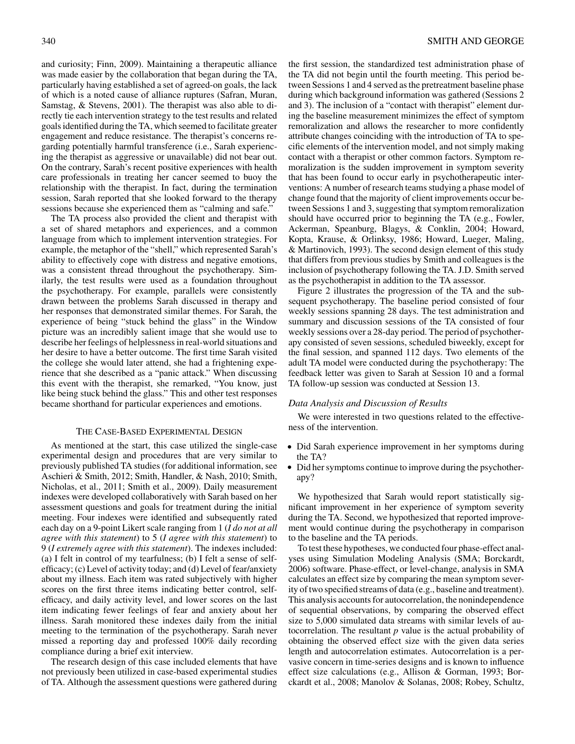and curiosity; Finn, 2009). Maintaining a therapeutic alliance was made easier by the collaboration that began during the TA, particularly having established a set of agreed-on goals, the lack of which is a noted cause of alliance ruptures (Safran, Muran, Samstag, & Stevens, 2001). The therapist was also able to directly tie each intervention strategy to the test results and related goals identified during the TA, which seemed to facilitate greater engagement and reduce resistance. The therapist's concerns regarding potentially harmful transference (i.e., Sarah experiencing the therapist as aggressive or unavailable) did not bear out. On the contrary, Sarah's recent positive experiences with health care professionals in treating her cancer seemed to buoy the relationship with the therapist. In fact, during the termination session, Sarah reported that she looked forward to the therapy sessions because she experienced them as "calming and safe."

The TA process also provided the client and therapist with a set of shared metaphors and experiences, and a common language from which to implement intervention strategies. For example, the metaphor of the "shell," which represented Sarah's ability to effectively cope with distress and negative emotions, was a consistent thread throughout the psychotherapy. Similarly, the test results were used as a foundation throughout the psychotherapy. For example, parallels were consistently drawn between the problems Sarah discussed in therapy and her responses that demonstrated similar themes. For Sarah, the experience of being "stuck behind the glass" in the Window picture was an incredibly salient image that she would use to describe her feelings of helplessness in real-world situations and her desire to have a better outcome. The first time Sarah visited the college she would later attend, she had a frightening experience that she described as a "panic attack." When discussing this event with the therapist, she remarked, "You know, just like being stuck behind the glass." This and other test responses became shorthand for particular experiences and emotions.

## The Case-Based Experimental Design

As mentioned at the start, this case utilized the single-case experimental design and procedures that are very similar to previously published TA studies (for additional information, see Aschieri & Smith, 2012; Smith, Handler, & Nash, 2010; Smith, Nicholas, et al., 2011; Smith et al., 2009). Daily measurement indexes were developed collaboratively with Sarah based on her assessment questions and goals for treatment during the initial meeting. Four indexes were identified and subsequently rated each day on a 9-point Likert scale ranging from 1 (*I do not at all agree with this statement*) to 5 (*I agree with this statement*) to 9 (*I extremely agree with this statement*). The indexes included: (a) I felt in control of my tearfulness; (b) I felt a sense of self-efficacy; (c) Level of activity today; and (d) Level of fear/anxiety about my illness. Each item was rated subjectively with higher scores on the first three items indicating better control, self-efficacy, and daily activity level, and lower scores on the last item indicating fewer feelings of fear and anxiety about her illness. Sarah monitored these indexes daily from the initial meeting to the termination of the psychotherapy. Sarah never missed a reporting day and professed 100% daily recording compliance during a brief exit interview.

The research design of this case included elements that have not previously been utilized in case-based experimental studies of TA. Although the assessment questions were gathered during the first session, the standardized test administration phase of the TA did not begin until the fourth meeting. This period between Sessions 1 and 4 served as the pretreatment baseline phase during which background information was gathered (Sessions 2 and 3). The inclusion of a "contact with therapist" element during the baseline measurement minimizes the effect of symptom remoralization and allows the researcher to more confidently attribute changes coinciding with the introduction of TA to specific elements of the intervention model, and not simply making contact with a therapist or other common factors. Symptom remoralization is the sudden improvement in symptom severity that has been found to occur early in psychotherapeutic interventions: A number of research teams studying a phase model of change found that the majority of client improvements occur between Sessions 1 and 3, suggesting that symptom remoralization should have occurred prior to beginning the TA (e.g., Fowler, Ackerman, Speanburg, Blagys, & Conklin, 2004; Howard, Kopta, Krause, & Orlinksy, 1986; Howard, Lueger, Maling, & Martinovich, 1993). The second design element of this study that differs from previous studies by Smith and colleagues is the inclusion of psychotherapy following the TA. J.D. Smith served as the psychotherapist in addition to the TA assessor.

Figure 2 illustrates the progression of the TA and the subsequent psychotherapy. The baseline period consisted of four weekly sessions spanning 28 days. The test administration and summary and discussion sessions of the TA consisted of four weekly sessions over a 28-day period. The period of psychotherapy consisted of seven sessions, scheduled biweekly, except for the final session, and spanned 112 days. Two elements of the adult TA model were conducted during the psychotherapy: The feedback letter was given to Sarah at Session 10 and a formal TA follow-up session was conducted at Session 13.

### *Data Analysis and Discussion of Results*

We were interested in two questions related to the effectiveness of the intervention.

- Did Sarah experience improvement in her symptoms during the TA?
- Did her symptoms continue to improve during the psychotherapy?

We hypothesized that Sarah would report statistically significant improvement in her experience of symptom severity during the TA. Second, we hypothesized that reported improvement would continue during the psychotherapy in comparison to the baseline and the TA periods.

To test these hypotheses, we conducted four phase-effect analyses using Simulation Modeling Analysis (SMA; Borckardt, 2006) software. Phase-effect, or level-change, analysis in SMA calculates an effect size by comparing the mean symptom severity of two specified streams of data (e.g., baseline and treatment). This analysis accounts for autocorrelation, the nonindependence of sequential observations, by comparing the observed effect size to 5,000 simulated data streams with similar levels of autocorrelation. The resultant $p$ value is the actual probability of obtaining the observed effect size with the given data series length and autocorrelation estimates. Autocorrelation is a pervasive concern in time-series designs and is known to influence effect size calculations (e.g., Allison & Gorman, 1993; Borckardt et al., 2008; Manolov & Solanas, 2008; Robey, Schultz,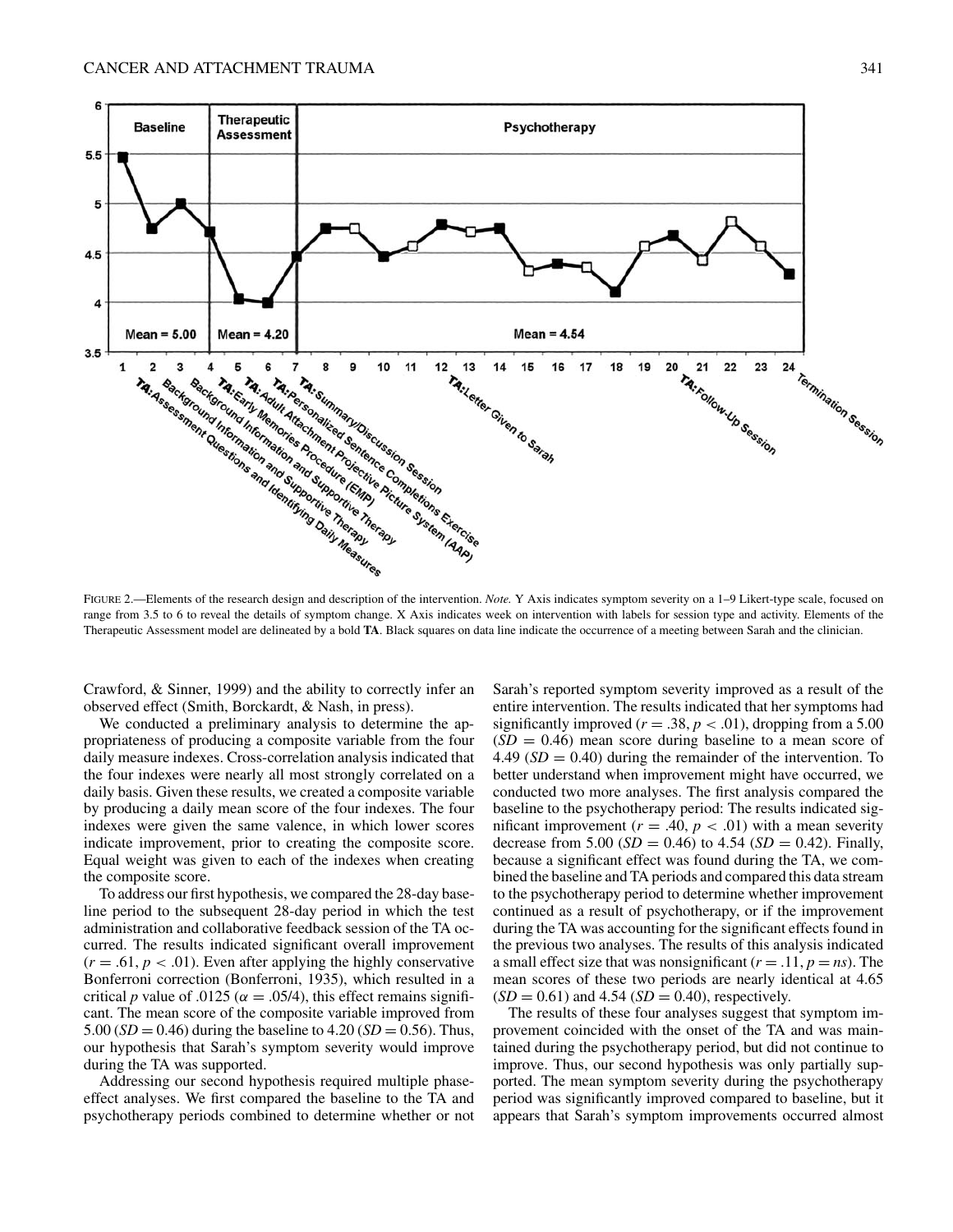FIGURE 2.—Elements of the research design and description of the intervention. *Note.* Y Axis indicates symptom severity on a 1–9 Likert-type scale, focused on range from 3.5 to 6 to reveal the details of symptom change. X Axis indicates week on intervention with labels for session type and activity. Elements of the Therapeutic Assessment model are delineated by a bold **TA**. Black squares on data line indicate the occurrence of a meeting between Sarah and the clinician.

Crawford, & Sinner, 1999) and the ability to correctly infer an observed effect (Smith, Borckardt, & Nash, in press).

We conducted a preliminary analysis to determine the appropriateness of producing a composite variable from the four daily measure indexes. Cross-correlation analysis indicated that the four indexes were nearly all most strongly correlated on a daily basis. Given these results, we created a composite variable by producing a daily mean score of the four indexes. The four indexes were given the same valence, in which lower scores indicate improvement, prior to creating the composite score. Equal weight was given to each of the indexes when creating the composite score.

To address our first hypothesis, we compared the 28-day baseline period to the subsequent 28-day period in which the test administration and collaborative feedback session of the TA occurred. The results indicated significant overall improvement ($r = .61$, $p < .01$). Even after applying the highly conservative Bonferroni correction (Bonferroni, 1935), which resulted in a critical $p$ value of .0125 ($\alpha = .05/4$), this effect remains significant. The mean score of the composite variable improved from 5.00 ($SD = 0.46$) during the baseline to 4.20 ($SD = 0.56$). Thus, our hypothesis that Sarah's symptom severity would improve during the TA was supported.

Addressing our second hypothesis required multiple phase-effect analyses. We first compared the baseline to the TA and psychotherapy periods combined to determine whether or not Sarah's reported symptom severity improved as a result of the entire intervention. The results indicated that her symptoms had significantly improved ($r = .38$, $p < .01$), dropping from a 5.00 ($SD = 0.46$) mean score during baseline to a mean score of 4.49 ($SD = 0.40$) during the remainder of the intervention. To better understand when improvement might have occurred, we conducted two more analyses. The first analysis compared the baseline to the psychotherapy period: The results indicated significant improvement ($r = .40$, $p < .01$) with a mean severity decrease from 5.00 ($SD = 0.46$) to 4.54 ($SD = 0.42$). Finally, because a significant effect was found during the TA, we combined the baseline and TA periods and compared this data stream to the psychotherapy period to determine whether improvement continued as a result of psychotherapy, or if the improvement during the TA was accounting for the significant effects found in the previous two analyses. The results of this analysis indicated a small effect size that was nonsignificant ($r = .11$, $p = ns$). The mean scores of these two periods are nearly identical at 4.65 ($SD = 0.61$) and 4.54 ($SD = 0.40$), respectively.

The results of these four analyses suggest that symptom improvement coincided with the onset of the TA and was maintained during the psychotherapy period, but did not continue to improve. Thus, our second hypothesis was only partially supported. The mean symptom severity during the psychotherapy period was significantly improved compared to baseline, but it appears that Sarah's symptom improvements occurred almost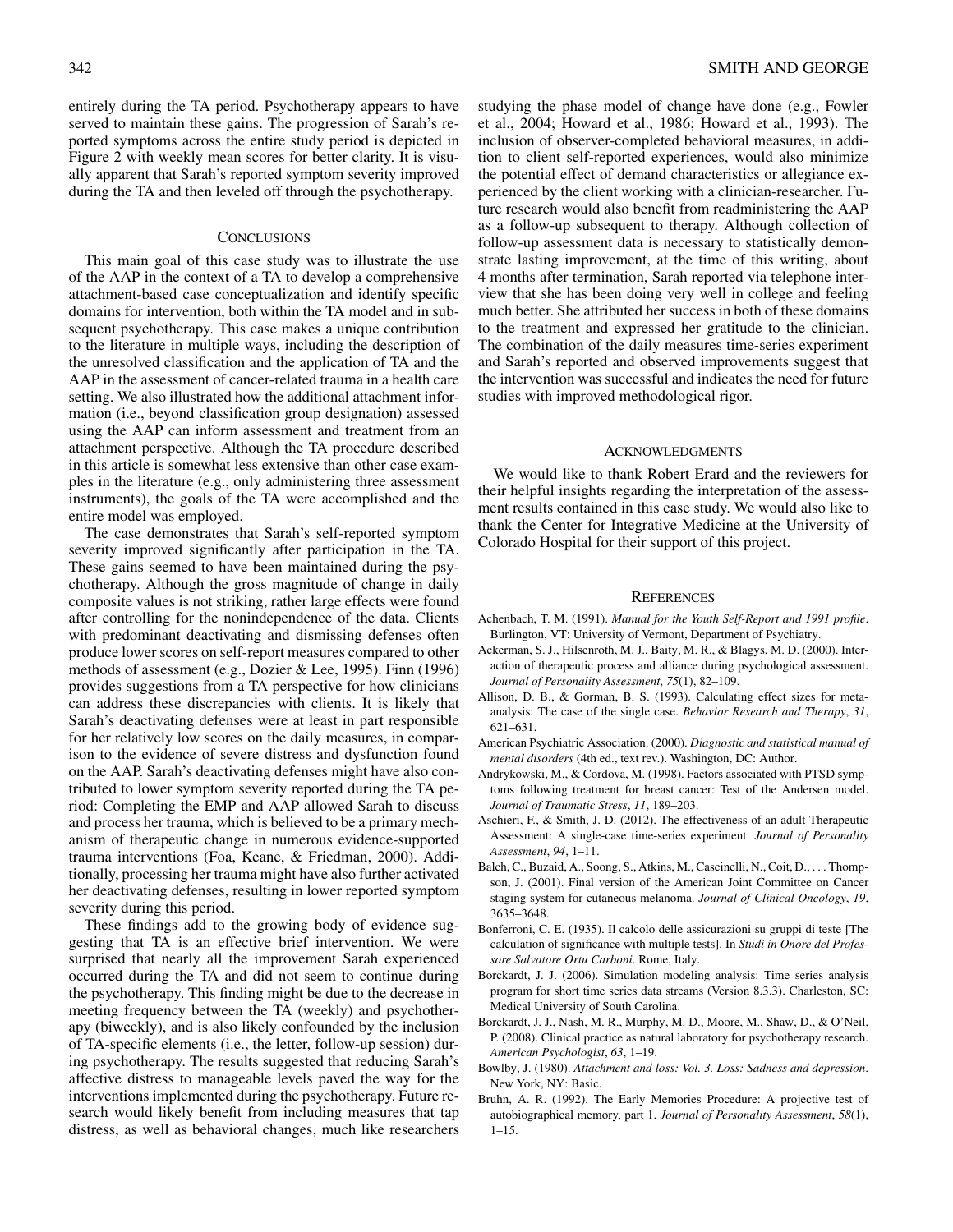entirely during the TA period. Psychotherapy appears to have served to maintain these gains. The progression of Sarah's reported symptoms across the entire study period is depicted in Figure 2 with weekly mean scores for better clarity. It is visually apparent that Sarah's reported symptom severity improved during the TA and then leveled off through the psychotherapy.

## CONCLUSIONS

This main goal of this case study was to illustrate the use of the AAP in the context of a TA to develop a comprehensive attachment-based case conceptualization and identify specific domains for intervention, both within the TA model and in subsequent psychotherapy. This case makes a unique contribution to the literature in multiple ways, including the description of the unresolved classification and the application of TA and the AAP in the assessment of cancer-related trauma in a health care setting. We also illustrated how the additional attachment information (i.e., beyond classification group designation) assessed using the AAP can inform assessment and treatment from an attachment perspective. Although the TA procedure described in this article is somewhat less extensive than other case examples in the literature (e.g., only administering three assessment instruments), the goals of the TA were accomplished and the entire model was employed.

The case demonstrates that Sarah's self-reported symptom severity improved significantly after participation in the TA. These gains seemed to have been maintained during the psychotherapy. Although the gross magnitude of change in daily composite values is not striking, rather large effects were found after controlling for the nonindependence of the data. Clients with predominant deactivating and dismissing defenses often produce lower scores on self-report measures compared to other methods of assessment (e.g., Dozier & Lee, 1995). Finn (1996) provides suggestions from a TA perspective for how clinicians can address these discrepancies with clients. It is likely that Sarah's deactivating defenses were at least in part responsible for her relatively low scores on the daily measures, in comparison to the evidence of severe distress and dysfunction found on the AAP. Sarah's deactivating defenses might have also contributed to lower symptom severity reported during the TA period: Completing the EMP and AAP allowed Sarah to discuss and process her trauma, which is believed to be a primary mechanism of therapeutic change in numerous evidence-supported trauma interventions (Foa, Keane, & Friedman, 2000). Additionally, processing her trauma might have also further activated her deactivating defenses, resulting in lower reported symptom severity during this period.

These findings add to the growing body of evidence suggesting that TA is an effective brief intervention. We were surprised that nearly all the improvement Sarah experienced occurred during the TA and did not seem to continue during the psychotherapy. This finding might be due to the decrease in meeting frequency between the TA (weekly) and psychotherapy (biweekly), and is also likely confounded by the inclusion of TA-specific elements (i.e., the letter, follow-up session) during psychotherapy. The results suggested that reducing Sarah's affective distress to manageable levels paved the way for the interventions implemented during the psychotherapy. Future research would likely benefit from including measures that tap distress, as well as behavioral changes, much like researchers studying the phase model of change have done (e.g., Fowler et al., 2004; Howard et al., 1986; Howard et al., 1993). The inclusion of observer-completed behavioral measures, in addition to client self-reported experiences, would also minimize the potential effect of demand characteristics or allegiance experienced by the client working with a clinician-researcher. Future research would also benefit from readministering the AAP as a follow-up subsequent to therapy. Although collection of follow-up assessment data is necessary to statistically demonstrate lasting improvement, at the time of this writing, about 4 months after termination, Sarah reported via telephone interview that she has been doing very well in college and feeling much better. She attributed her success in both of these domains to the treatment and expressed her gratitude to the clinician. The combination of the daily measures time-series experiment and Sarah's reported and observed improvements suggest that the intervention was successful and indicates the need for future studies with improved methodological rigor.

## ACKNOWLEDGMENTS

We would like to thank Robert Erard and the reviewers for their helpful insights regarding the interpretation of the assessment results contained in this case study. We would also like to thank the Center for Integrative Medicine at the University of Colorado Hospital for their support of this project.

## REFERENCES

Achenbach, T. M. (1991). *Manual for the Youth Self-Report and 1991 profile*. Burlington, VT: University of Vermont, Department of Psychiatry.

Ackerman, S. J., Hilsenroth, M. J., Baity, M. R., & Blagys, M. D. (2000). Interaction of therapeutic process and alliance during psychological assessment. *Journal of Personality Assessment*, *75*(1), 82–109.

Allison, D. B., & Gorman, B. S. (1993). Calculating effect sizes for meta-analysis: The case of the single case. *Behavior Research and Therapy*, *31*, 621–631.

American Psychiatric Association. (2000). *Diagnostic and statistical manual of mental disorders* (4th ed., text rev.). Washington, DC: Author.

Andrykowski, M., & Cordova, M. (1998). Factors associated with PTSD symptoms following treatment for breast cancer: Test of the Andersen model. *Journal of Traumatic Stress*, *11*, 189–203.

Aschieri, F., & Smith, J. D. (2012). The effectiveness of an adult Therapeutic Assessment: A single-case time-series experiment. *Journal of Personality Assessment*, *94*, 1–11.

Balch, C., Buzaid, A., Soong, S., Atkins, M., Cascinelli, N., Coit, D., . . . Thompson, J. (2001). Final version of the American Joint Committee on Cancer staging system for cutaneous melanoma. *Journal of Clinical Oncology*, *19*, 3635–3648.

Bonferroni, C. E. (1935). Il calcolo delle assicurazioni su gruppi di teste [The calculation of significance with multiple tests]. In *Studi in Onore del Professore Salvatore Ortu Carboni*. Rome, Italy.

Borckardt, J. J. (2006). Simulation modeling analysis: Time series analysis program for short time series data streams (Version 8.3.3). Charleston, SC: Medical University of South Carolina.

Borckardt, J. J., Nash, M. R., Murphy, M. D., Moore, M., Shaw, D., & O'Neil, P. (2008). Clinical practice as natural laboratory for psychotherapy research. *American Psychologist*, *63*, 1–19.

Bowlby, J. (1980). *Attachment and loss: Vol. 3. Loss: Sadness and depression*. New York, NY: Basic.

Bruhn, A. R. (1992). The Early Memories Procedure: A projective test of autobiographical memory, part 1. *Journal of Personality Assessment*, *58*(1), 1–15.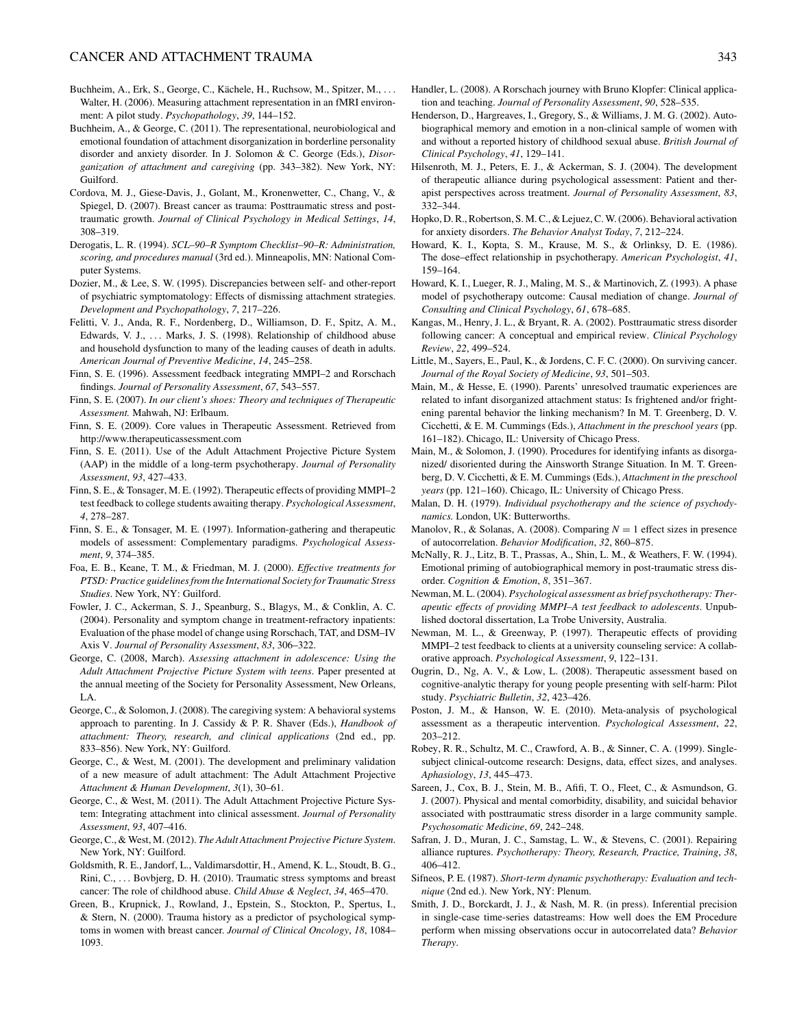Buchheim, A., Erk, S., George, C., Kächele, H., Ruchsow, M., Spitzer, M., . . . Walter, H. (2006). Measuring attachment representation in an fMRI environment: A pilot study. *Psychopathology*, *39*, 144–152.

Buchheim, A., & George, C. (2011). The representational, neurobiological and emotional foundation of attachment disorganization in borderline personality disorder and anxiety disorder. In J. Solomon & C. George (Eds.), *Disorganization of attachment and caregiving* (pp. 343–382). New York, NY: Guilford.

Cordova, M. J., Giese-Davis, J., Golant, M., Kronenwetter, C., Chang, V., & Spiegel, D. (2007). Breast cancer as trauma: Posttraumatic stress and posttraumatic growth. *Journal of Clinical Psychology in Medical Settings*, *14*, 308–319.

Derogatis, L. R. (1994). *SCL–90–R Symptom Checklist–90–R: Administration, scoring, and procedures manual* (3rd ed.). Minneapolis, MN: National Computer Systems.

Dozier, M., & Lee, S. W. (1995). Discrepancies between self- and other-report of psychiatric symptomatology: Effects of dismissing attachment strategies. *Development and Psychopathology*, *7*, 217–226.

Felitti, V. J., Anda, R. F., Nordenberg, D., Williamson, D. F., Spitz, A. M., Edwards, V. J., . . . Marks, J. S. (1998). Relationship of childhood abuse and household dysfunction to many of the leading causes of death in adults. *American Journal of Preventive Medicine*, *14*, 245–258.

Finn, S. E. (1996). Assessment feedback integrating MMPI–2 and Rorschach findings. *Journal of Personality Assessment*, *67*, 543–557.

Finn, S. E. (2007). *In our client's shoes: Theory and techniques of Therapeutic Assessment.* Mahwah, NJ: Erlbaum.

Finn, S. E. (2009). Core values in Therapeutic Assessment. Retrieved from http://www.therapeuticassessment.com

Finn, S. E. (2011). Use of the Adult Attachment Projective Picture System (AAP) in the middle of a long-term psychotherapy. *Journal of Personality Assessment*, *93*, 427–433.

Finn, S. E., & Tonsager, M. E. (1992). Therapeutic effects of providing MMPI–2 test feedback to college students awaiting therapy. *Psychological Assessment*, *4*, 278–287.

Finn, S. E., & Tonsager, M. E. (1997). Information-gathering and therapeutic models of assessment: Complementary paradigms. *Psychological Assessment*, *9*, 374–385.

Foa, E. B., Keane, T. M., & Friedman, M. J. (2000). *Effective treatments for PTSD: Practice guidelines from the International Society for Traumatic Stress Studies*. New York, NY: Guilford.

Fowler, J. C., Ackerman, S. J., Speanburg, S., Blagys, M., & Conklin, A. C. (2004). Personality and symptom change in treatment-refractory inpatients: Evaluation of the phase model of change using Rorschach, TAT, and DSM–IV Axis V. *Journal of Personality Assessment*, *83*, 306–322.

George, C. (2008, March). *Assessing attachment in adolescence: Using the Adult Attachment Projective Picture System with teens*. Paper presented at the annual meeting of the Society for Personality Assessment, New Orleans, LA.

George, C., & Solomon, J. (2008). The caregiving system: A behavioral systems approach to parenting. In J. Cassidy & P. R. Shaver (Eds.), *Handbook of attachment: Theory, research, and clinical applications* (2nd ed., pp. 833–856). New York, NY: Guilford.

George, C., & West, M. (2001). The development and preliminary validation of a new measure of adult attachment: The Adult Attachment Projective *Attachment & Human Development*, *3*(1), 30–61.

George, C., & West, M. (2011). The Adult Attachment Projective Picture System: Integrating attachment into clinical assessment. *Journal of Personality Assessment*, *93*, 407–416.

George, C., & West, M. (2012). *The Adult Attachment Projective Picture System*. New York, NY: Guilford.

Goldsmith, R. E., Jandorf, L., Valdimarsdottir, H., Amend, K. L., Stoudt, B. G., Rini, C., . . . Bovbjerg, D. H. (2010). Traumatic stress symptoms and breast cancer: The role of childhood abuse. *Child Abuse & Neglect*, *34*, 465–470.

Green, B., Krupnick, J., Rowland, J., Epstein, S., Stockton, P., Spertus, I., & Stern, N. (2000). Trauma history as a predictor of psychological symptoms in women with breast cancer. *Journal of Clinical Oncology*, *18*, 1084–1093.

Handler, L. (2008). A Rorschach journey with Bruno Klopfer: Clinical application and teaching. *Journal of Personality Assessment*, *90*, 528–535.

Henderson, D., Hargreaves, I., Gregory, S., & Williams, J. M. G. (2002). Autobiographical memory and emotion in a non-clinical sample of women with and without a reported history of childhood sexual abuse. *British Journal of Clinical Psychology*, *41*, 129–141.

Hilsenroth, M. J., Peters, E. J., & Ackerman, S. J. (2004). The development of therapeutic alliance during psychological assessment: Patient and therapist perspectives across treatment. *Journal of Personality Assessment*, *83*, 332–344.

Hopko, D. R., Robertson, S. M. C., & Lejuez, C. W. (2006). Behavioral activation for anxiety disorders. *The Behavior Analyst Today*, *7*, 212–224.

Howard, K. I., Kopta, S. M., Krause, M. S., & Orlinksy, D. E. (1986). The dose–effect relationship in psychotherapy. *American Psychologist*, *41*, 159–164.

Howard, K. I., Lueger, R. J., Maling, M. S., & Martinovich, Z. (1993). A phase model of psychotherapy outcome: Causal mediation of change. *Journal of Consulting and Clinical Psychology*, *61*, 678–685.

Kangas, M., Henry, J. L., & Bryant, R. A. (2002). Posttraumatic stress disorder following cancer: A conceptual and empirical review. *Clinical Psychology Review*, *22*, 499–524.

Little, M., Sayers, E., Paul, K., & Jordens, C. F. C. (2000). On surviving cancer. *Journal of the Royal Society of Medicine*, *93*, 501–503.

Main, M., & Hesse, E. (1990). Parents' unresolved traumatic experiences are related to infant disorganized attachment status: Is frightened and/or frightening parental behavior the linking mechanism? In M. T. Greenberg, D. V. Cicchetti, & E. M. Cummings (Eds.), *Attachment in the preschool years* (pp. 161–182). Chicago, IL: University of Chicago Press.

Main, M., & Solomon, J. (1990). Procedures for identifying infants as disorganized/ disoriented during the Ainsworth Strange Situation. In M. T. Greenberg, D. V. Cicchetti, & E. M. Cummings (Eds.), *Attachment in the preschool years* (pp. 121–160). Chicago, IL: University of Chicago Press.

Malan, D. H. (1979). *Individual psychotherapy and the science of psychodynamics.* London, UK: Butterworths.

Manolov, R., & Solanas, A. (2008). Comparing $N = 1$ effect sizes in presence of autocorrelation. *Behavior Modification*, *32*, 860–875.

McNally, R. J., Litz, B. T., Prassas, A., Shin, L. M., & Weathers, F. W. (1994). Emotional priming of autobiographical memory in post-traumatic stress disorder. *Cognition & Emotion*, *8*, 351–367.

Newman, M. L. (2004). *Psychological assessment as brief psychotherapy: Therapeutic effects of providing MMPI–A test feedback to adolescents*. Unpublished doctoral dissertation, La Trobe University, Australia.

Newman, M. L., & Greenway, P. (1997). Therapeutic effects of providing MMPI–2 test feedback to clients at a university counseling service: A collaborative approach. *Psychological Assessment*, *9*, 122–131.

Ougrin, D., Ng, A. V., & Low, L. (2008). Therapeutic assessment based on cognitive-analytic therapy for young people presenting with self-harm: Pilot study. *Psychiatric Bulletin*, *32*, 423–426.

Poston, J. M., & Hanson, W. E. (2010). Meta-analysis of psychological assessment as a therapeutic intervention. *Psychological Assessment*, *22*, 203–212.

Robey, R. R., Schultz, M. C., Crawford, A. B., & Sinner, C. A. (1999). Single-subject clinical-outcome research: Designs, data, effect sizes, and analyses. *Aphasiology*, *13*, 445–473.

Sareen, J., Cox, B. J., Stein, M. B., Afifi, T. O., Fleet, C., & Asmundson, G. J. (2007). Physical and mental comorbidity, disability, and suicidal behavior associated with posttraumatic stress disorder in a large community sample. *Psychosomatic Medicine*, *69*, 242–248.

Safran, J. D., Muran, J. C., Samstag, L. W., & Stevens, C. (2001). Repairing alliance ruptures. *Psychotherapy: Theory, Research, Practice, Training*, *38*, 406–412.

Sifneos, P. E. (1987). *Short-term dynamic psychotherapy: Evaluation and technique* (2nd ed.). New York, NY: Plenum.

Smith, J. D., Borckardt, J. J., & Nash, M. R. (in press). Inferential precision in single-case time-series datastreams: How well does the EM Procedure perform when missing observations occur in autocorrelated data? *Behavior Therapy*.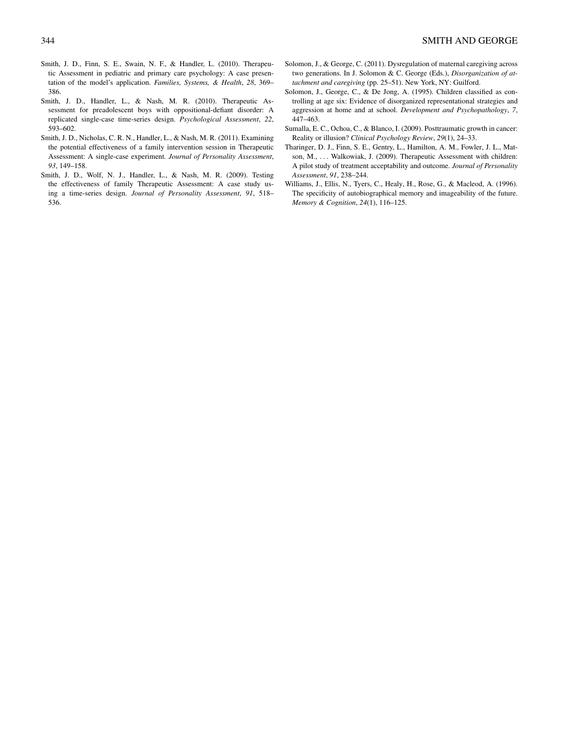Smith, J. D., Finn, S. E., Swain, N. F., & Handler, L. (2010). Therapeutic Assessment in pediatric and primary care psychology: A case presentation of the model's application. *Families, Systems, & Health*, *28*, 369–386.

Smith, J. D., Handler, L., & Nash, M. R. (2010). Therapeutic Assessment for preadolescent boys with oppositional-defiant disorder: A replicated single-case time-series design. *Psychological Assessment*, *22*, 593–602.

Smith, J. D., Nicholas, C. R. N., Handler, L., & Nash, M. R. (2011). Examining the potential effectiveness of a family intervention session in Therapeutic Assessment: A single-case experiment. *Journal of Personality Assessment*, *93*, 149–158.

Smith, J. D., Wolf, N. J., Handler, L., & Nash, M. R. (2009). Testing the effectiveness of family Therapeutic Assessment: A case study using a time-series design. *Journal of Personality Assessment*, *91*, 518–536.

Solomon, J., & George, C. (2011). Dysregulation of maternal caregiving across two generations. In J. Solomon & C. George (Eds.), *Disorganization of attachment and caregiving* (pp. 25–51). New York, NY: Guilford.

Solomon, J., George, C., & De Jong, A. (1995). Children classified as controlling at age six: Evidence of disorganized representational strategies and aggression at home and at school. *Development and Psychopathology*, *7*, 447–463.

Sumalla, E. C., Ochoa, C., & Blanco, I. (2009). Posttraumatic growth in cancer: Reality or illusion? *Clinical Psychology Review*, *29*(1), 24–33.

Tharinger, D. J., Finn, S. E., Gentry, L., Hamilton, A. M., Fowler, J. L., Matson, M., ... Walkowiak, J. (2009). Therapeutic Assessment with children: A pilot study of treatment acceptability and outcome. *Journal of Personality Assessment*, *91*, 238–244.

Williams, J., Ellis, N., Tyers, C., Healy, H., Rose, G., & Macleod, A. (1996). The specificity of autobiographical memory and imageability of the future. *Memory & Cognition*, *24*(1), 116–125.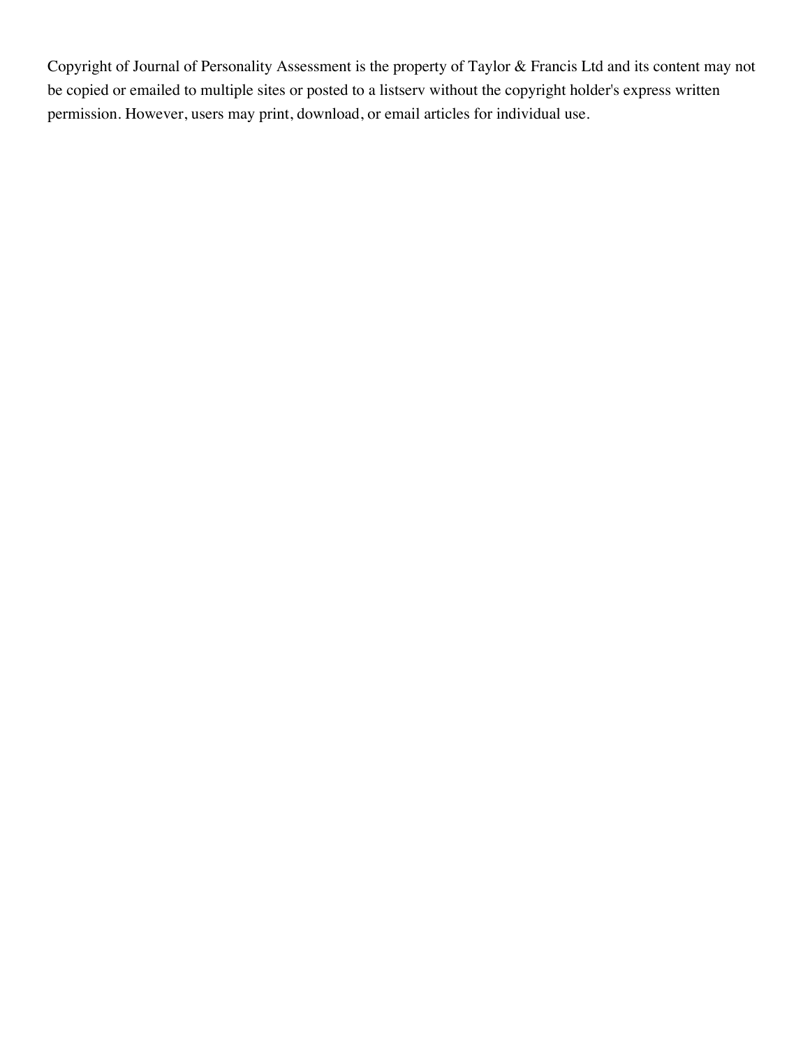Copyright of Journal of Personality Assessment is the property of Taylor & Francis Ltd and its content may not be copied or emailed to multiple sites or posted to a listserv without the copyright holder's express written permission. However, users may print, download, or email articles for individual use.